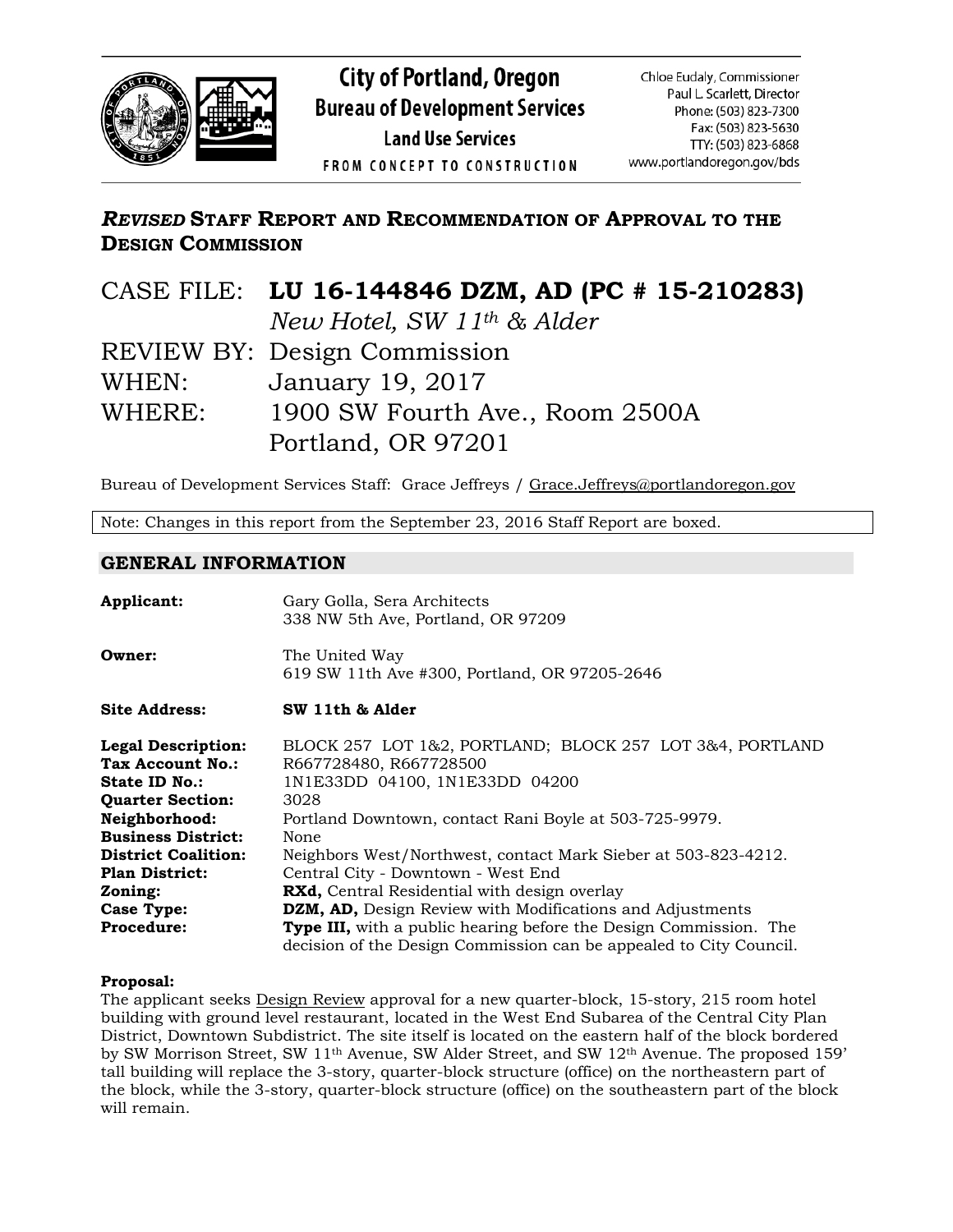**City of Portland, Oregon**
**Bureau of Development Services**
**Land Use Services**
FROM CONCEPT TO CONSTRUCTION

Chloe Eudaly, Commissioner
Paul L. Scarlett, Director
Phone: (503) 823-7300
Fax: (503) 823-5630
TTY: (503) 823-6868
www.portlandoregon.gov/bds

## *REVISED* STAFF REPORT AND RECOMMENDATION OF APPROVAL TO THE DESIGN COMMISSION

CASE FILE: **LU 16-144846 DZM, AD (PC # 15-210283)**
*New Hotel, SW 11th & Alder*
REVIEW BY: Design Commission
WHEN: January 19, 2017
WHERE: 1900 SW Fourth Ave., Room 2500A
Portland, OR 97201

Bureau of Development Services Staff: Grace Jeffreys / Grace.Jeffreys@portlandoregon.gov

Note: Changes in this report from the September 23, 2016 Staff Report are boxed.

## GENERAL INFORMATION

**Applicant:** Gary Golla, Sera Architects
338 NW 5th Ave, Portland, OR 97209

**Owner:** The United Way
619 SW 11th Ave #300, Portland, OR 97205-2646

**Site Address:** **SW 11th & Alder**

**Legal Description:** BLOCK 257 LOT 1&2, PORTLAND; BLOCK 257 LOT 3&4, PORTLAND
**Tax Account No.:** R667728480, R667728500
**State ID No.:** 1N1E33DD 04100, 1N1E33DD 04200
**Quarter Section:** 3028
**Neighborhood:** Portland Downtown, contact Rani Boyle at 503-725-9979.
**Business District:** None
**District Coalition:** Neighbors West/Northwest, contact Mark Sieber at 503-823-4212.
**Plan District:** Central City - Downtown - West End
**Zoning:** **RXd,** Central Residential with design overlay
**Case Type:** **DZM, AD,** Design Review with Modifications and Adjustments
**Procedure:** **Type III,** with a public hearing before the Design Commission. The decision of the Design Commission can be appealed to City Council.

**Proposal:**
The applicant seeks Design Review approval for a new quarter-block, 15-story, 215 room hotel building with ground level restaurant, located in the West End Subarea of the Central City Plan District, Downtown Subdistrict. The site itself is located on the eastern half of the block bordered by SW Morrison Street, SW 11th Avenue, SW Alder Street, and SW 12th Avenue. The proposed 159' tall building will replace the 3-story, quarter-block structure (office) on the northeastern part of the block, while the 3-story, quarter-block structure (office) on the southeastern part of the block will remain.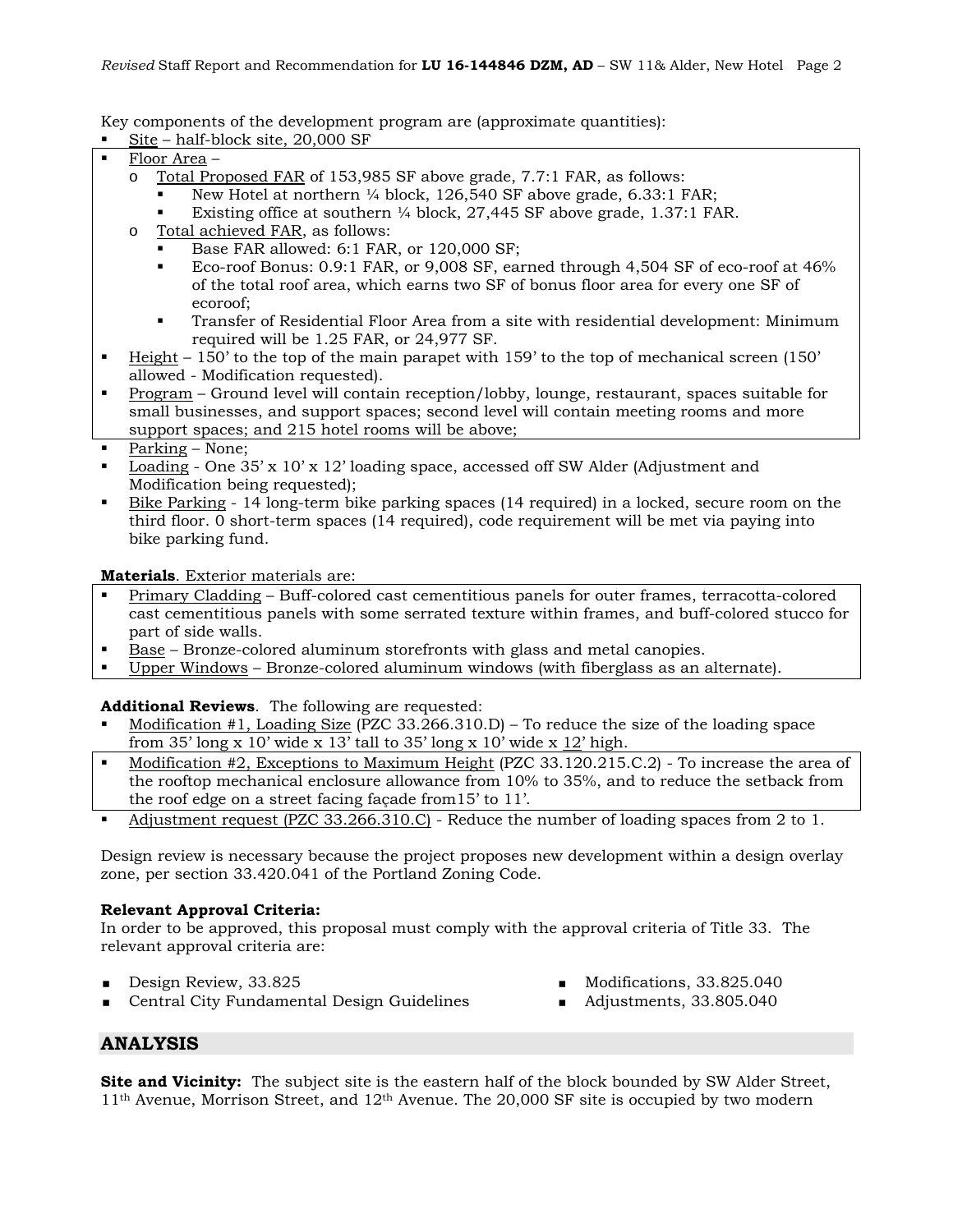Key components of the development program are (approximate quantities):

- Site – half-block site, 20,000 SF
- Floor Area –
  - Total Proposed FAR of 153,985 SF above grade, 7.7:1 FAR, as follows:
    - New Hotel at northern ¼ block, 126,540 SF above grade, 6.33:1 FAR;
    - Existing office at southern ¼ block, 27,445 SF above grade, 1.37:1 FAR.
  - Total achieved FAR, as follows:
    - Base FAR allowed: 6:1 FAR, or 120,000 SF;
    - Eco-roof Bonus: 0.9:1 FAR, or 9,008 SF, earned through 4,504 SF of eco-roof at 46% of the total roof area, which earns two SF of bonus floor area for every one SF of ecoroof;
    - Transfer of Residential Floor Area from a site with residential development: Minimum required will be 1.25 FAR, or 24,977 SF.
- Height – 150' to the top of the main parapet with 159' to the top of mechanical screen (150' allowed - Modification requested).
- Program – Ground level will contain reception/lobby, lounge, restaurant, spaces suitable for small businesses, and support spaces; second level will contain meeting rooms and more support spaces; and 215 hotel rooms will be above;
- Parking – None;
- Loading - One 35' x 10' x 12' loading space, accessed off SW Alder (Adjustment and Modification being requested);
- Bike Parking - 14 long-term bike parking spaces (14 required) in a locked, secure room on the third floor. 0 short-term spaces (14 required), code requirement will be met via paying into bike parking fund.

**Materials**. Exterior materials are:

- Primary Cladding – Buff-colored cast cementitious panels for outer frames, terracotta-colored cast cementitious panels with some serrated texture within frames, and buff-colored stucco for part of side walls.
- Base – Bronze-colored aluminum storefronts with glass and metal canopies.
- Upper Windows – Bronze-colored aluminum windows (with fiberglass as an alternate).

**Additional Reviews**. The following are requested:

- Modification #1, Loading Size (PZC 33.266.310.D) – To reduce the size of the loading space from 35' long x 10' wide x 13' tall to 35' long x 10' wide x 12' high.
- Modification #2, Exceptions to Maximum Height (PZC 33.120.215.C.2) - To increase the area of the rooftop mechanical enclosure allowance from 10% to 35%, and to reduce the setback from the roof edge on a street facing façade from15' to 11'.
- Adjustment request (PZC 33.266.310.C) - Reduce the number of loading spaces from 2 to 1.

Design review is necessary because the project proposes new development within a design overlay zone, per section 33.420.041 of the Portland Zoning Code.

**Relevant Approval Criteria:**
In order to be approved, this proposal must comply with the approval criteria of Title 33. The relevant approval criteria are:

- Design Review, 33.825
- Central City Fundamental Design Guidelines
- Modifications, 33.825.040
- Adjustments, 33.805.040

## ANALYSIS

**Site and Vicinity:** The subject site is the eastern half of the block bounded by SW Alder Street, 11th Avenue, Morrison Street, and 12th Avenue. The 20,000 SF site is occupied by two modern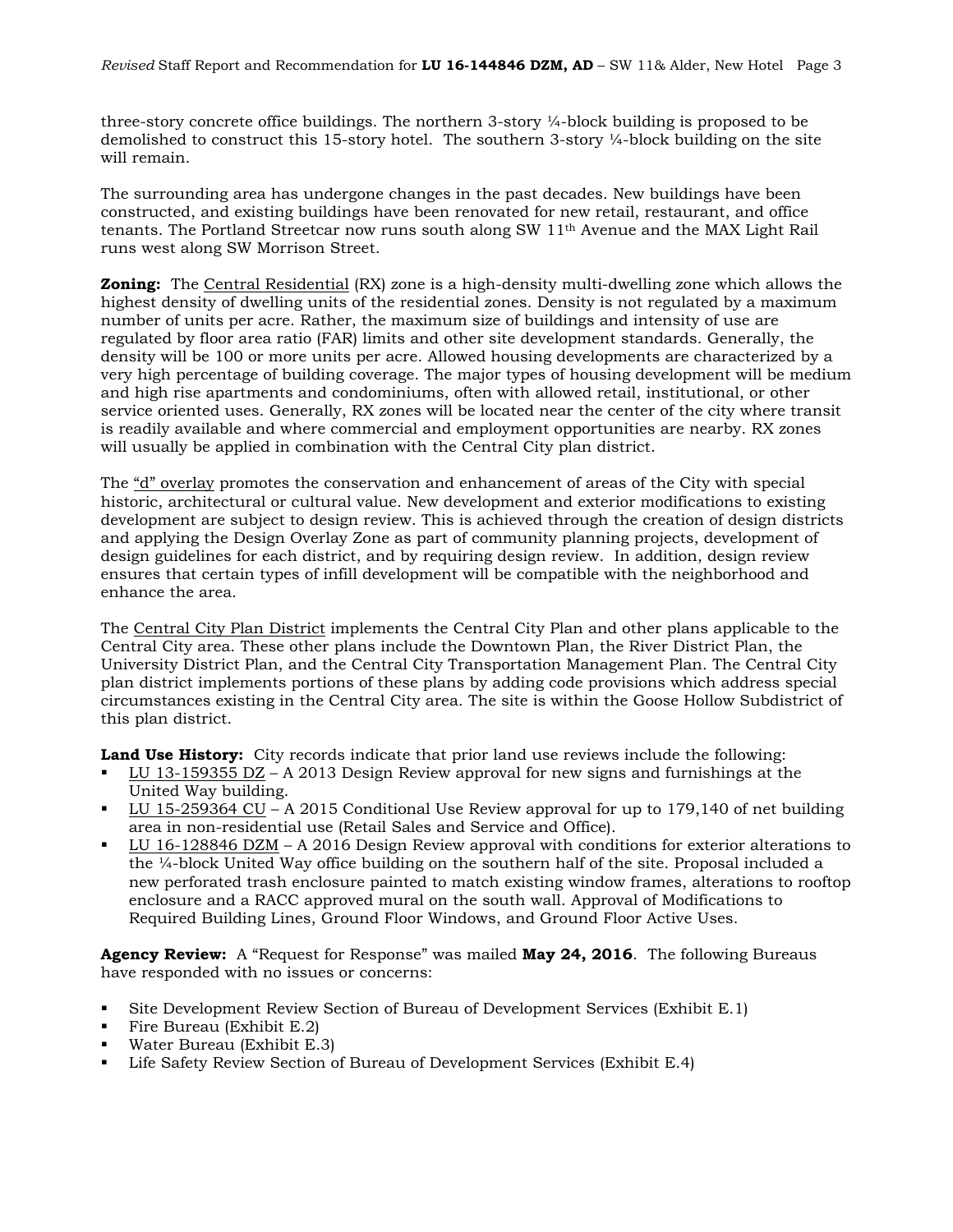three-story concrete office buildings. The northern 3-story ¼-block building is proposed to be demolished to construct this 15-story hotel. The southern 3-story ¼-block building on the site will remain.

The surrounding area has undergone changes in the past decades. New buildings have been constructed, and existing buildings have been renovated for new retail, restaurant, and office tenants. The Portland Streetcar now runs south along SW 11th Avenue and the MAX Light Rail runs west along SW Morrison Street.

**Zoning:** The Central Residential (RX) zone is a high-density multi-dwelling zone which allows the highest density of dwelling units of the residential zones. Density is not regulated by a maximum number of units per acre. Rather, the maximum size of buildings and intensity of use are regulated by floor area ratio (FAR) limits and other site development standards. Generally, the density will be 100 or more units per acre. Allowed housing developments are characterized by a very high percentage of building coverage. The major types of housing development will be medium and high rise apartments and condominiums, often with allowed retail, institutional, or other service oriented uses. Generally, RX zones will be located near the center of the city where transit is readily available and where commercial and employment opportunities are nearby. RX zones will usually be applied in combination with the Central City plan district.

The "d" overlay promotes the conservation and enhancement of areas of the City with special historic, architectural or cultural value. New development and exterior modifications to existing development are subject to design review. This is achieved through the creation of design districts and applying the Design Overlay Zone as part of community planning projects, development of design guidelines for each district, and by requiring design review. In addition, design review ensures that certain types of infill development will be compatible with the neighborhood and enhance the area.

The Central City Plan District implements the Central City Plan and other plans applicable to the Central City area. These other plans include the Downtown Plan, the River District Plan, the University District Plan, and the Central City Transportation Management Plan. The Central City plan district implements portions of these plans by adding code provisions which address special circumstances existing in the Central City area. The site is within the Goose Hollow Subdistrict of this plan district.

**Land Use History:** City records indicate that prior land use reviews include the following:

- LU 13-159355 DZ – A 2013 Design Review approval for new signs and furnishings at the United Way building.
- LU 15-259364 CU – A 2015 Conditional Use Review approval for up to 179,140 of net building area in non-residential use (Retail Sales and Service and Office).
- LU 16-128846 DZM – A 2016 Design Review approval with conditions for exterior alterations to the ¼-block United Way office building on the southern half of the site. Proposal included a new perforated trash enclosure painted to match existing window frames, alterations to rooftop enclosure and a RACC approved mural on the south wall. Approval of Modifications to Required Building Lines, Ground Floor Windows, and Ground Floor Active Uses.

**Agency Review:** A "Request for Response" was mailed **May 24, 2016**. The following Bureaus have responded with no issues or concerns:

- Site Development Review Section of Bureau of Development Services (Exhibit E.1)
- Fire Bureau (Exhibit E.2)
- Water Bureau (Exhibit E.3)
- Life Safety Review Section of Bureau of Development Services (Exhibit E.4)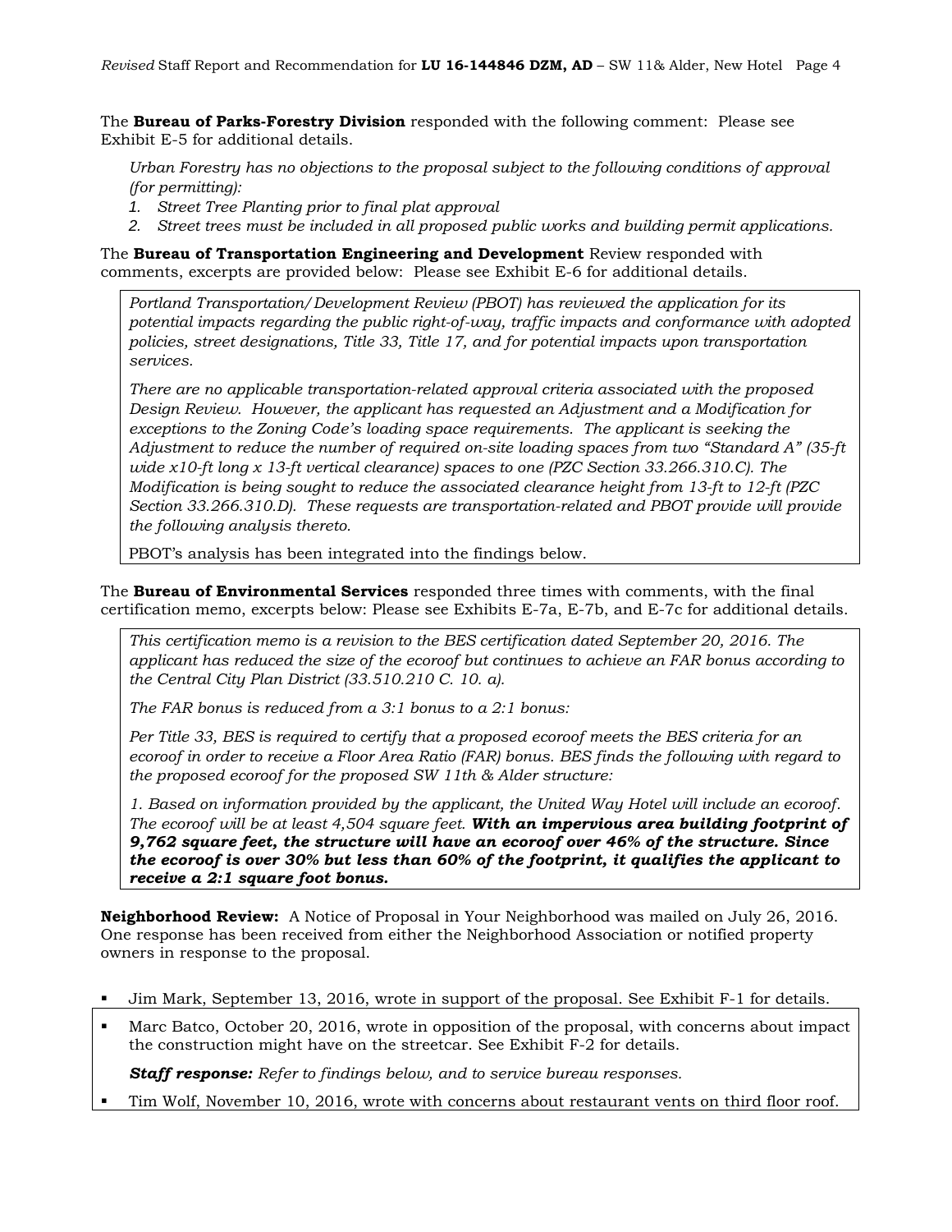The **Bureau of Parks-Forestry Division** responded with the following comment: Please see Exhibit E-5 for additional details.

> *Urban Forestry has no objections to the proposal subject to the following conditions of approval (for permitting):*
> 1. *Street Tree Planting prior to final plat approval*
> 2. *Street trees must be included in all proposed public works and building permit applications.*

The **Bureau of Transportation Engineering and Development** Review responded with comments, excerpts are provided below: Please see Exhibit E-6 for additional details.

> *Portland Transportation/Development Review (PBOT) has reviewed the application for its potential impacts regarding the public right-of-way, traffic impacts and conformance with adopted policies, street designations, Title 33, Title 17, and for potential impacts upon transportation services.*
>
> *There are no applicable transportation-related approval criteria associated with the proposed Design Review. However, the applicant has requested an Adjustment and a Modification for exceptions to the Zoning Code's loading space requirements. The applicant is seeking the Adjustment to reduce the number of required on-site loading spaces from two "Standard A" (35-ft wide x10-ft long x 13-ft vertical clearance) spaces to one (PZC Section 33.266.310.C). The Modification is being sought to reduce the associated clearance height from 13-ft to 12-ft (PZC Section 33.266.310.D). These requests are transportation-related and PBOT provide will provide the following analysis thereto.*
>
> PBOT's analysis has been integrated into the findings below.

The **Bureau of Environmental Services** responded three times with comments, with the final certification memo, excerpts below: Please see Exhibits E-7a, E-7b, and E-7c for additional details.

> *This certification memo is a revision to the BES certification dated September 20, 2016. The applicant has reduced the size of the ecoroof but continues to achieve an FAR bonus according to the Central City Plan District (33.510.210 C. 10. a).*
>
> *The FAR bonus is reduced from a 3:1 bonus to a 2:1 bonus:*
>
> *Per Title 33, BES is required to certify that a proposed ecoroof meets the BES criteria for an ecoroof in order to receive a Floor Area Ratio (FAR) bonus. BES finds the following with regard to the proposed ecoroof for the proposed SW 11th & Alder structure:*
>
> *1. Based on information provided by the applicant, the United Way Hotel will include an ecoroof. The ecoroof will be at least 4,504 square feet.* ***With an impervious area building footprint of 9,762 square feet, the structure will have an ecoroof over 46% of the structure. Since the ecoroof is over 30% but less than 60% of the footprint, it qualifies the applicant to receive a 2:1 square foot bonus.***

**Neighborhood Review:** A Notice of Proposal in Your Neighborhood was mailed on July 26, 2016. One response has been received from either the Neighborhood Association or notified property owners in response to the proposal.

- Jim Mark, September 13, 2016, wrote in support of the proposal. See Exhibit F-1 for details.
- Marc Batco, October 20, 2016, wrote in opposition of the proposal, with concerns about impact the construction might have on the streetcar. See Exhibit F-2 for details.

  ***Staff response:*** *Refer to findings below, and to service bureau responses.*
- Tim Wolf, November 10, 2016, wrote with concerns about restaurant vents on third floor roof.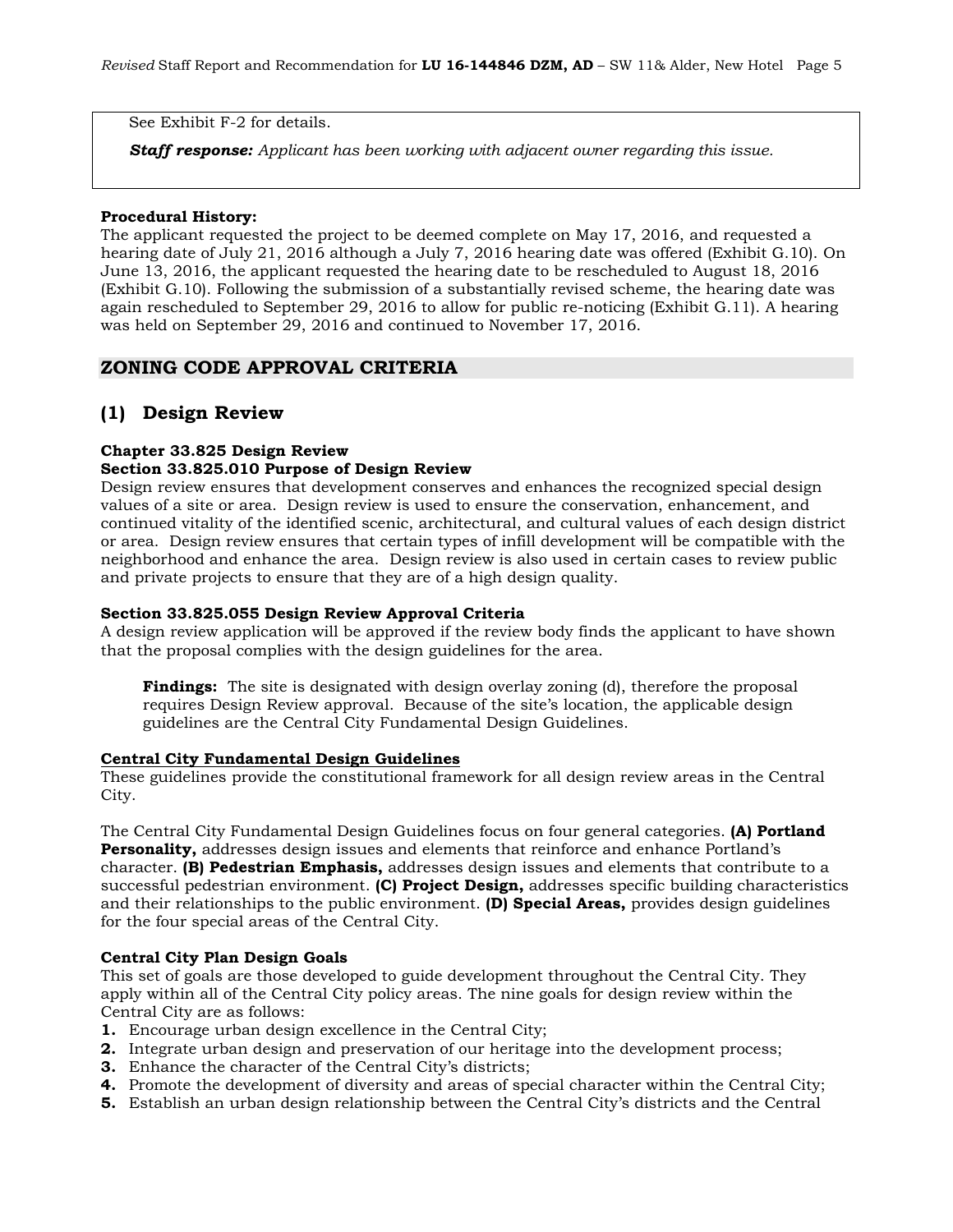See Exhibit F-2 for details.

***Staff response:*** *Applicant has been working with adjacent owner regarding this issue.*

**Procedural History:**
The applicant requested the project to be deemed complete on May 17, 2016, and requested a hearing date of July 21, 2016 although a July 7, 2016 hearing date was offered (Exhibit G.10). On June 13, 2016, the applicant requested the hearing date to be rescheduled to August 18, 2016 (Exhibit G.10). Following the submission of a substantially revised scheme, the hearing date was again rescheduled to September 29, 2016 to allow for public re-noticing (Exhibit G.11). A hearing was held on September 29, 2016 and continued to November 17, 2016.

## ZONING CODE APPROVAL CRITERIA

## (1) Design Review

**Chapter 33.825 Design Review**
**Section 33.825.010 Purpose of Design Review**
Design review ensures that development conserves and enhances the recognized special design values of a site or area. Design review is used to ensure the conservation, enhancement, and continued vitality of the identified scenic, architectural, and cultural values of each design district or area. Design review ensures that certain types of infill development will be compatible with the neighborhood and enhance the area. Design review is also used in certain cases to review public and private projects to ensure that they are of a high design quality.

**Section 33.825.055 Design Review Approval Criteria**
A design review application will be approved if the review body finds the applicant to have shown that the proposal complies with the design guidelines for the area.

**Findings:** The site is designated with design overlay zoning (d), therefore the proposal requires Design Review approval. Because of the site's location, the applicable design guidelines are the Central City Fundamental Design Guidelines.

**Central City Fundamental Design Guidelines**
These guidelines provide the constitutional framework for all design review areas in the Central City.

The Central City Fundamental Design Guidelines focus on four general categories. **(A) Portland Personality,** addresses design issues and elements that reinforce and enhance Portland's character. **(B) Pedestrian Emphasis,** addresses design issues and elements that contribute to a successful pedestrian environment. **(C) Project Design,** addresses specific building characteristics and their relationships to the public environment. **(D) Special Areas,** provides design guidelines for the four special areas of the Central City.

**Central City Plan Design Goals**
This set of goals are those developed to guide development throughout the Central City. They apply within all of the Central City policy areas. The nine goals for design review within the Central City are as follows:

1. Encourage urban design excellence in the Central City;
2. Integrate urban design and preservation of our heritage into the development process;
3. Enhance the character of the Central City's districts;
4. Promote the development of diversity and areas of special character within the Central City;
5. Establish an urban design relationship between the Central City's districts and the Central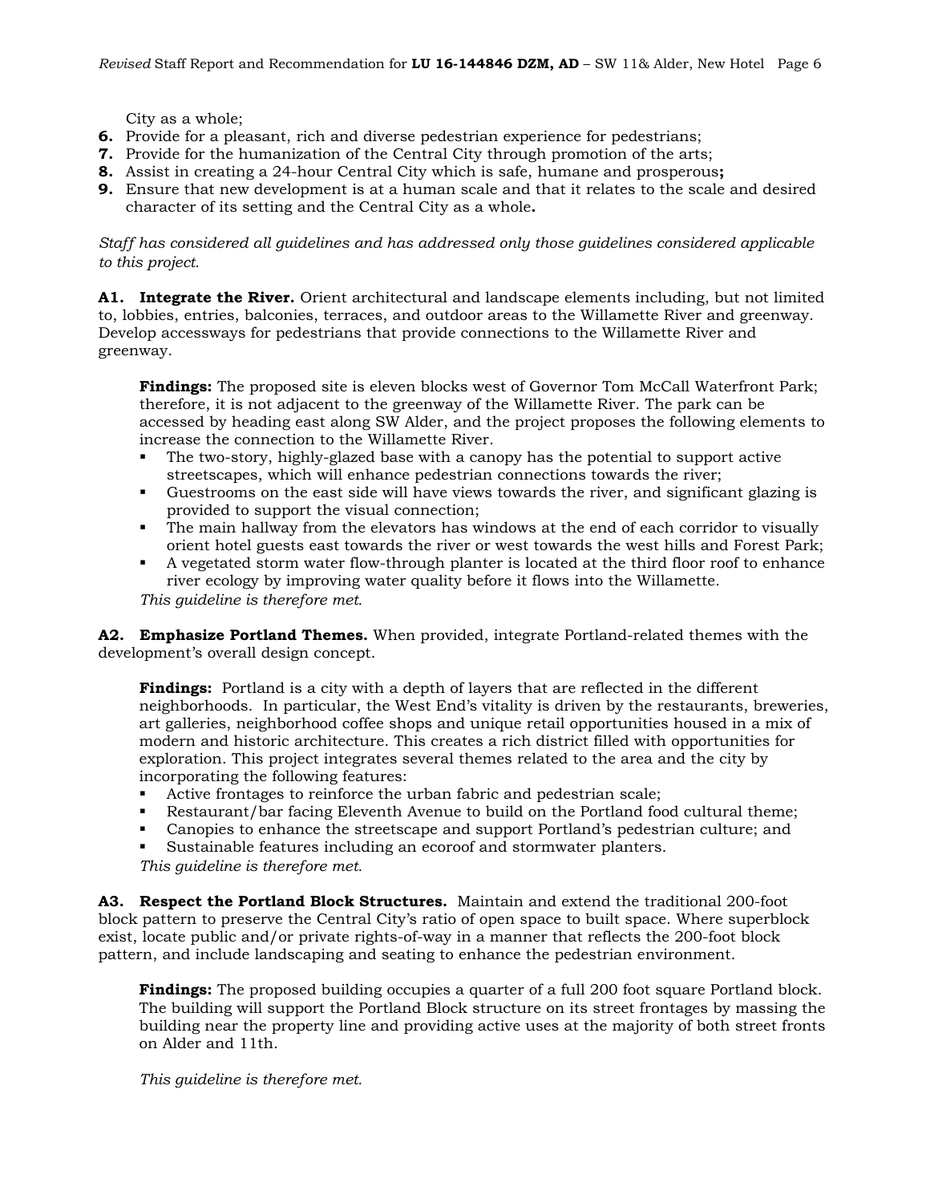City as a whole;

**6.** Provide for a pleasant, rich and diverse pedestrian experience for pedestrians;
**7.** Provide for the humanization of the Central City through promotion of the arts;
**8.** Assist in creating a 24-hour Central City which is safe, humane and prosperous**;**
**9.** Ensure that new development is at a human scale and that it relates to the scale and desired character of its setting and the Central City as a whole**.**

*Staff has considered all guidelines and has addressed only those guidelines considered applicable to this project.*

**A1. Integrate the River.** Orient architectural and landscape elements including, but not limited to, lobbies, entries, balconies, terraces, and outdoor areas to the Willamette River and greenway. Develop accessways for pedestrians that provide connections to the Willamette River and greenway.

> **Findings:** The proposed site is eleven blocks west of Governor Tom McCall Waterfront Park; therefore, it is not adjacent to the greenway of the Willamette River. The park can be accessed by heading east along SW Alder, and the project proposes the following elements to increase the connection to the Willamette River.
>
> - The two-story, highly-glazed base with a canopy has the potential to support active streetscapes, which will enhance pedestrian connections towards the river;
> - Guestrooms on the east side will have views towards the river, and significant glazing is provided to support the visual connection;
> - The main hallway from the elevators has windows at the end of each corridor to visually orient hotel guests east towards the river or west towards the west hills and Forest Park;
> - A vegetated storm water flow-through planter is located at the third floor roof to enhance river ecology by improving water quality before it flows into the Willamette.
>
> *This guideline is therefore met.*

**A2. Emphasize Portland Themes.** When provided, integrate Portland-related themes with the development's overall design concept.

> **Findings:** Portland is a city with a depth of layers that are reflected in the different neighborhoods. In particular, the West End's vitality is driven by the restaurants, breweries, art galleries, neighborhood coffee shops and unique retail opportunities housed in a mix of modern and historic architecture. This creates a rich district filled with opportunities for exploration. This project integrates several themes related to the area and the city by incorporating the following features:
>
> - Active frontages to reinforce the urban fabric and pedestrian scale;
> - Restaurant/bar facing Eleventh Avenue to build on the Portland food cultural theme;
> - Canopies to enhance the streetscape and support Portland's pedestrian culture; and
> - Sustainable features including an ecoroof and stormwater planters.
>
> *This guideline is therefore met.*

**A3. Respect the Portland Block Structures.** Maintain and extend the traditional 200-foot block pattern to preserve the Central City's ratio of open space to built space. Where superblock exist, locate public and/or private rights-of-way in a manner that reflects the 200-foot block pattern, and include landscaping and seating to enhance the pedestrian environment.

> **Findings:** The proposed building occupies a quarter of a full 200 foot square Portland block. The building will support the Portland Block structure on its street frontages by massing the building near the property line and providing active uses at the majority of both street fronts on Alder and 11th.
>
> *This guideline is therefore met.*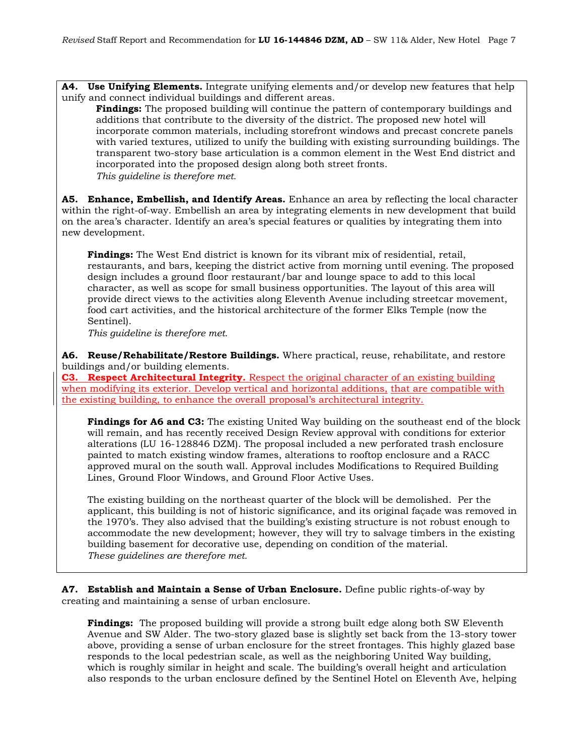**A4. Use Unifying Elements.** Integrate unifying elements and/or develop new features that help unify and connect individual buildings and different areas.

**Findings:** The proposed building will continue the pattern of contemporary buildings and additions that contribute to the diversity of the district. The proposed new hotel will incorporate common materials, including storefront windows and precast concrete panels with varied textures, utilized to unify the building with existing surrounding buildings. The transparent two-story base articulation is a common element in the West End district and incorporated into the proposed design along both street fronts.
*This guideline is therefore met.*

**A5. Enhance, Embellish, and Identify Areas.** Enhance an area by reflecting the local character within the right-of-way. Embellish an area by integrating elements in new development that build on the area's character. Identify an area's special features or qualities by integrating them into new development.

**Findings:** The West End district is known for its vibrant mix of residential, retail, restaurants, and bars, keeping the district active from morning until evening. The proposed design includes a ground floor restaurant/bar and lounge space to add to this local character, as well as scope for small business opportunities. The layout of this area will provide direct views to the activities along Eleventh Avenue including streetcar movement, food cart activities, and the historical architecture of the former Elks Temple (now the Sentinel).
*This guideline is therefore met.*

**A6. Reuse/Rehabilitate/Restore Buildings.** Where practical, reuse, rehabilitate, and restore buildings and/or building elements.
**C3. Respect Architectural Integrity.** Respect the original character of an existing building when modifying its exterior. Develop vertical and horizontal additions, that are compatible with the existing building, to enhance the overall proposal's architectural integrity.

**Findings for A6 and C3:** The existing United Way building on the southeast end of the block will remain, and has recently received Design Review approval with conditions for exterior alterations (LU 16-128846 DZM). The proposal included a new perforated trash enclosure painted to match existing window frames, alterations to rooftop enclosure and a RACC approved mural on the south wall. Approval includes Modifications to Required Building Lines, Ground Floor Windows, and Ground Floor Active Uses.

The existing building on the northeast quarter of the block will be demolished. Per the applicant, this building is not of historic significance, and its original façade was removed in the 1970's. They also advised that the building's existing structure is not robust enough to accommodate the new development; however, they will try to salvage timbers in the existing building basement for decorative use, depending on condition of the material.
*These guidelines are therefore met.*

**A7. Establish and Maintain a Sense of Urban Enclosure.** Define public rights-of-way by creating and maintaining a sense of urban enclosure.

**Findings:** The proposed building will provide a strong built edge along both SW Eleventh Avenue and SW Alder. The two-story glazed base is slightly set back from the 13-story tower above, providing a sense of urban enclosure for the street frontages. This highly glazed base responds to the local pedestrian scale, as well as the neighboring United Way building, which is roughly similar in height and scale. The building's overall height and articulation also responds to the urban enclosure defined by the Sentinel Hotel on Eleventh Ave, helping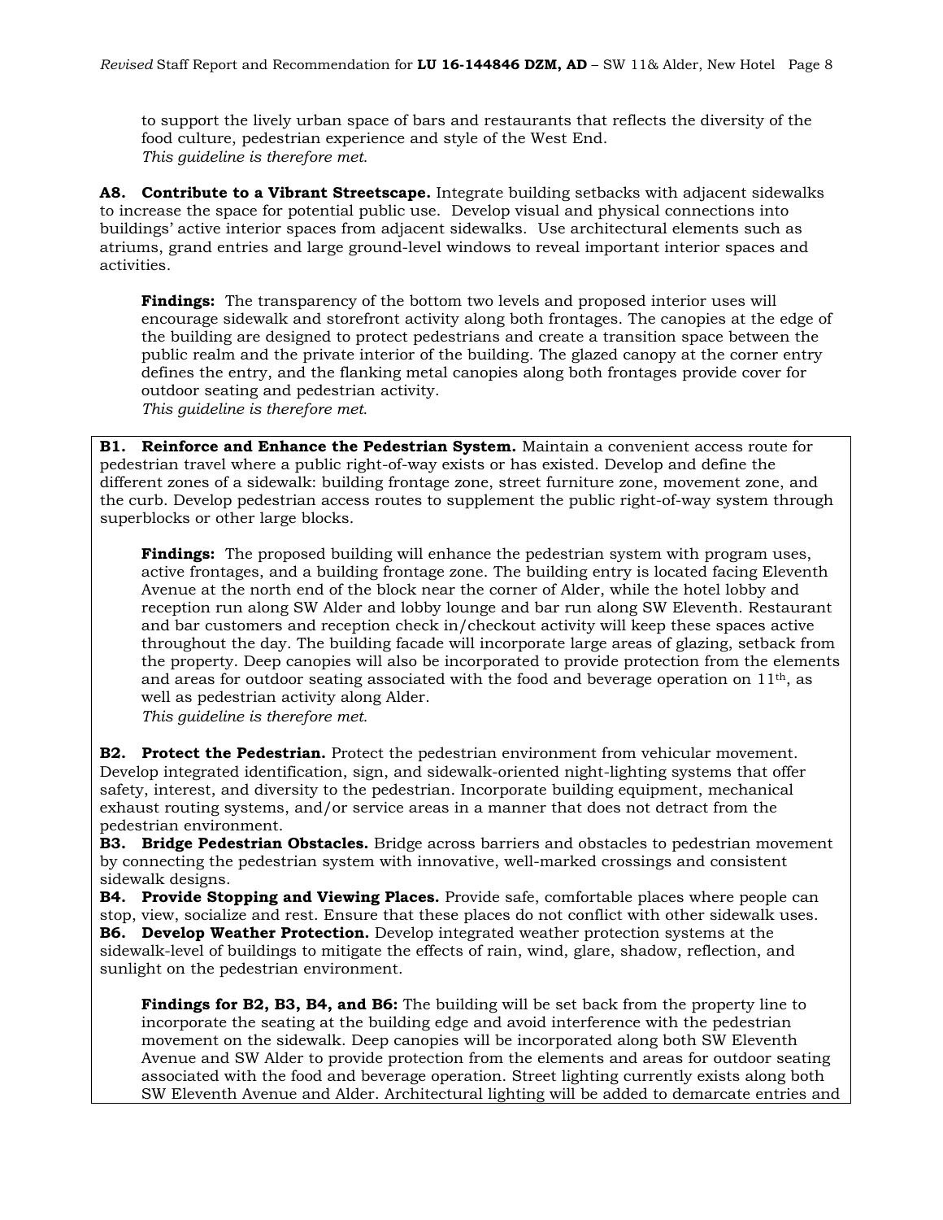to support the lively urban space of bars and restaurants that reflects the diversity of the food culture, pedestrian experience and style of the West End.
*This guideline is therefore met.*

**A8. Contribute to a Vibrant Streetscape.** Integrate building setbacks with adjacent sidewalks to increase the space for potential public use. Develop visual and physical connections into buildings' active interior spaces from adjacent sidewalks. Use architectural elements such as atriums, grand entries and large ground-level windows to reveal important interior spaces and activities.

**Findings:** The transparency of the bottom two levels and proposed interior uses will encourage sidewalk and storefront activity along both frontages. The canopies at the edge of the building are designed to protect pedestrians and create a transition space between the public realm and the private interior of the building. The glazed canopy at the corner entry defines the entry, and the flanking metal canopies along both frontages provide cover for outdoor seating and pedestrian activity.
*This guideline is therefore met.*

**B1. Reinforce and Enhance the Pedestrian System.** Maintain a convenient access route for pedestrian travel where a public right-of-way exists or has existed. Develop and define the different zones of a sidewalk: building frontage zone, street furniture zone, movement zone, and the curb. Develop pedestrian access routes to supplement the public right-of-way system through superblocks or other large blocks.

**Findings:** The proposed building will enhance the pedestrian system with program uses, active frontages, and a building frontage zone. The building entry is located facing Eleventh Avenue at the north end of the block near the corner of Alder, while the hotel lobby and reception run along SW Alder and lobby lounge and bar run along SW Eleventh. Restaurant and bar customers and reception check in/checkout activity will keep these spaces active throughout the day. The building facade will incorporate large areas of glazing, setback from the property. Deep canopies will also be incorporated to provide protection from the elements and areas for outdoor seating associated with the food and beverage operation on 11th, as well as pedestrian activity along Alder.
*This guideline is therefore met.*

**B2. Protect the Pedestrian.** Protect the pedestrian environment from vehicular movement. Develop integrated identification, sign, and sidewalk-oriented night-lighting systems that offer safety, interest, and diversity to the pedestrian. Incorporate building equipment, mechanical exhaust routing systems, and/or service areas in a manner that does not detract from the pedestrian environment.
**B3. Bridge Pedestrian Obstacles.** Bridge across barriers and obstacles to pedestrian movement by connecting the pedestrian system with innovative, well-marked crossings and consistent sidewalk designs.
**B4. Provide Stopping and Viewing Places.** Provide safe, comfortable places where people can stop, view, socialize and rest. Ensure that these places do not conflict with other sidewalk uses.
**B6. Develop Weather Protection.** Develop integrated weather protection systems at the sidewalk-level of buildings to mitigate the effects of rain, wind, glare, shadow, reflection, and sunlight on the pedestrian environment.

**Findings for B2, B3, B4, and B6:** The building will be set back from the property line to incorporate the seating at the building edge and avoid interference with the pedestrian movement on the sidewalk. Deep canopies will be incorporated along both SW Eleventh Avenue and SW Alder to provide protection from the elements and areas for outdoor seating associated with the food and beverage operation. Street lighting currently exists along both SW Eleventh Avenue and Alder. Architectural lighting will be added to demarcate entries and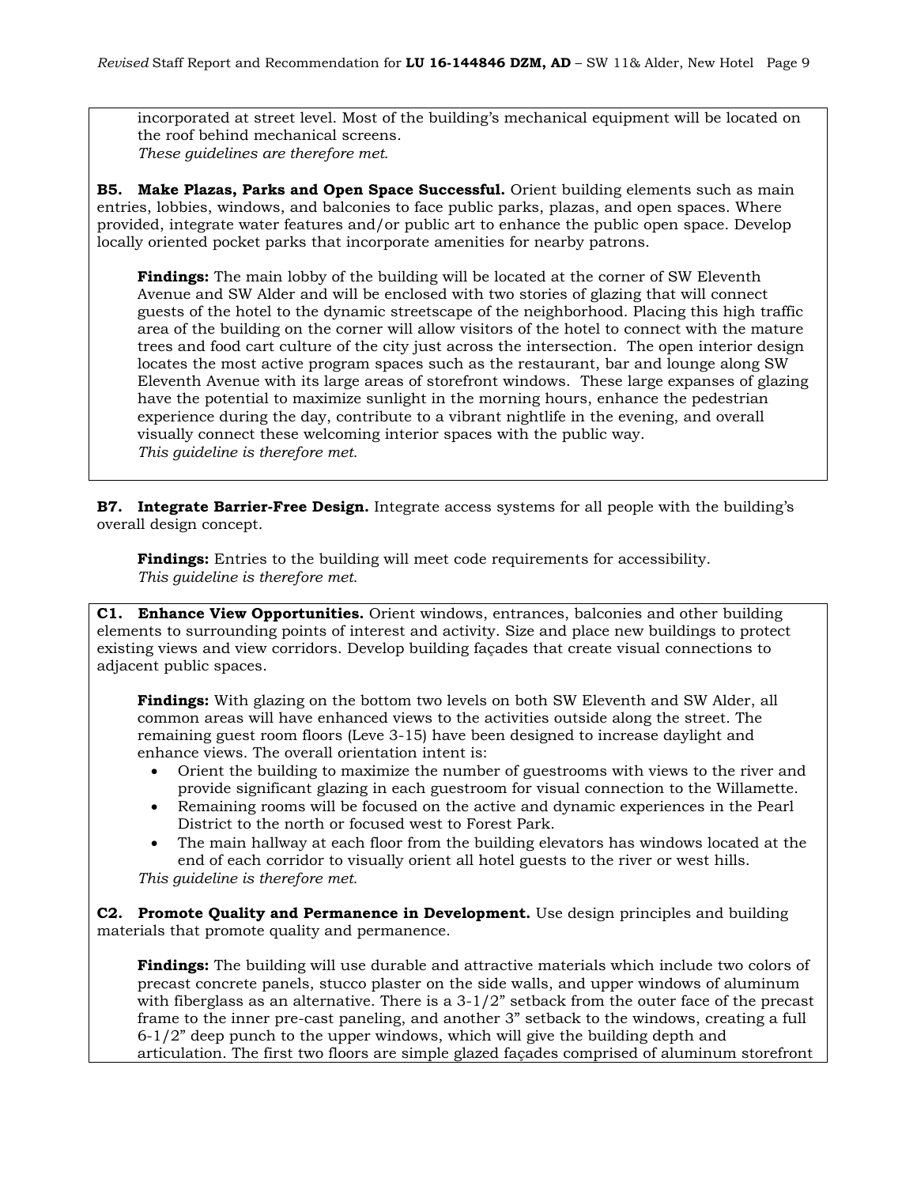incorporated at street level. Most of the building's mechanical equipment will be located on the roof behind mechanical screens.
*These guidelines are therefore met.*

**B5. Make Plazas, Parks and Open Space Successful.** Orient building elements such as main entries, lobbies, windows, and balconies to face public parks, plazas, and open spaces. Where provided, integrate water features and/or public art to enhance the public open space. Develop locally oriented pocket parks that incorporate amenities for nearby patrons.

**Findings:** The main lobby of the building will be located at the corner of SW Eleventh Avenue and SW Alder and will be enclosed with two stories of glazing that will connect guests of the hotel to the dynamic streetscape of the neighborhood. Placing this high traffic area of the building on the corner will allow visitors of the hotel to connect with the mature trees and food cart culture of the city just across the intersection. The open interior design locates the most active program spaces such as the restaurant, bar and lounge along SW Eleventh Avenue with its large areas of storefront windows. These large expanses of glazing have the potential to maximize sunlight in the morning hours, enhance the pedestrian experience during the day, contribute to a vibrant nightlife in the evening, and overall visually connect these welcoming interior spaces with the public way.
*This guideline is therefore met.*

**B7. Integrate Barrier-Free Design.** Integrate access systems for all people with the building's overall design concept.

**Findings:** Entries to the building will meet code requirements for accessibility.
*This guideline is therefore met.*

**C1. Enhance View Opportunities.** Orient windows, entrances, balconies and other building elements to surrounding points of interest and activity. Size and place new buildings to protect existing views and view corridors. Develop building façades that create visual connections to adjacent public spaces.

**Findings:** With glazing on the bottom two levels on both SW Eleventh and SW Alder, all common areas will have enhanced views to the activities outside along the street. The remaining guest room floors (Leve 3-15) have been designed to increase daylight and enhance views. The overall orientation intent is:

- Orient the building to maximize the number of guestrooms with views to the river and provide significant glazing in each guestroom for visual connection to the Willamette.
- Remaining rooms will be focused on the active and dynamic experiences in the Pearl District to the north or focused west to Forest Park.
- The main hallway at each floor from the building elevators has windows located at the end of each corridor to visually orient all hotel guests to the river or west hills.

*This guideline is therefore met.*

**C2. Promote Quality and Permanence in Development.** Use design principles and building materials that promote quality and permanence.

**Findings:** The building will use durable and attractive materials which include two colors of precast concrete panels, stucco plaster on the side walls, and upper windows of aluminum with fiberglass as an alternative. There is a 3-1/2" setback from the outer face of the precast frame to the inner pre-cast paneling, and another 3" setback to the windows, creating a full 6-1/2" deep punch to the upper windows, which will give the building depth and articulation. The first two floors are simple glazed façades comprised of aluminum storefront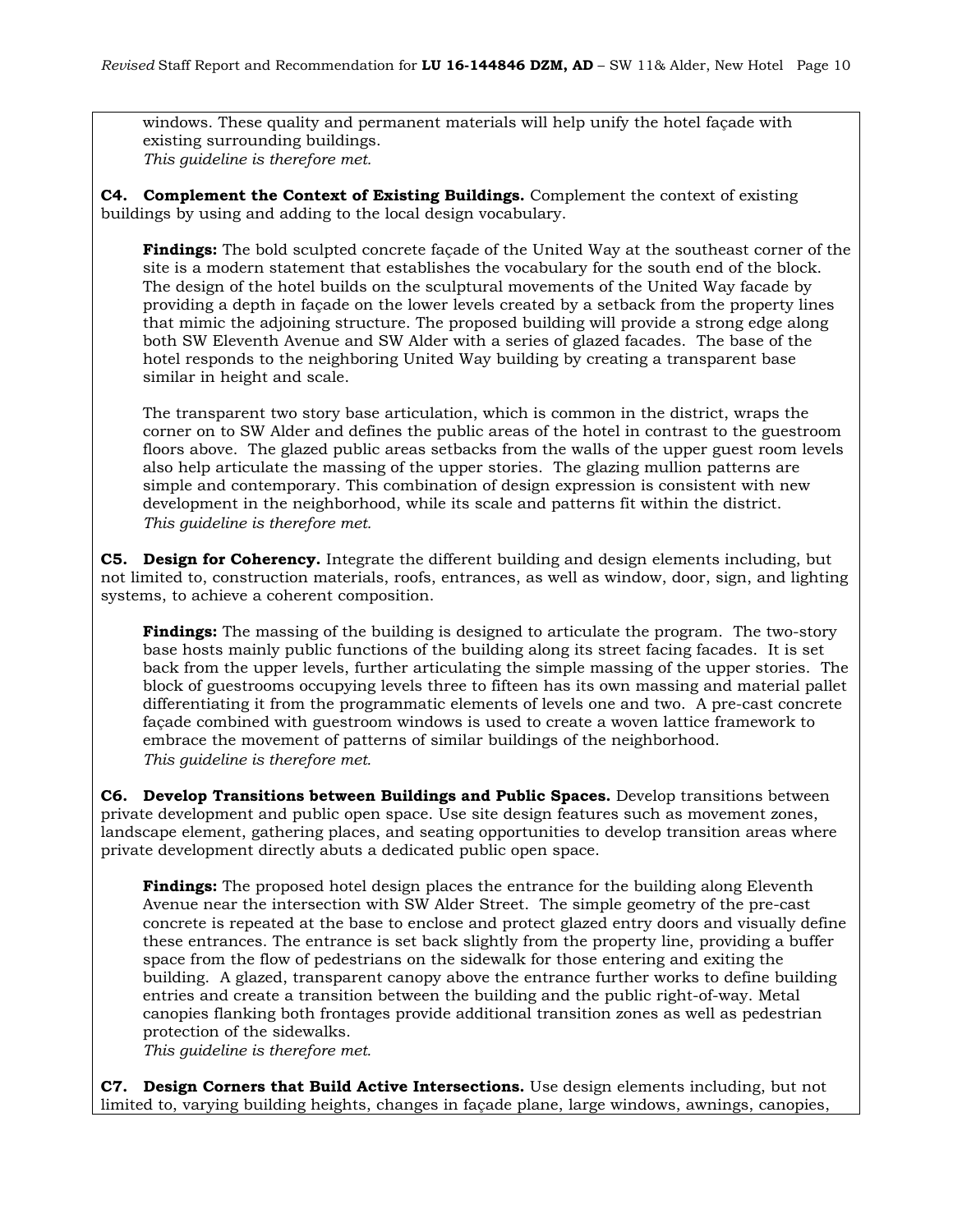windows. These quality and permanent materials will help unify the hotel façade with existing surrounding buildings.
*This guideline is therefore met.*

**C4. Complement the Context of Existing Buildings.** Complement the context of existing buildings by using and adding to the local design vocabulary.

**Findings:** The bold sculpted concrete façade of the United Way at the southeast corner of the site is a modern statement that establishes the vocabulary for the south end of the block. The design of the hotel builds on the sculptural movements of the United Way facade by providing a depth in façade on the lower levels created by a setback from the property lines that mimic the adjoining structure. The proposed building will provide a strong edge along both SW Eleventh Avenue and SW Alder with a series of glazed facades. The base of the hotel responds to the neighboring United Way building by creating a transparent base similar in height and scale.

The transparent two story base articulation, which is common in the district, wraps the corner on to SW Alder and defines the public areas of the hotel in contrast to the guestroom floors above. The glazed public areas setbacks from the walls of the upper guest room levels also help articulate the massing of the upper stories. The glazing mullion patterns are simple and contemporary. This combination of design expression is consistent with new development in the neighborhood, while its scale and patterns fit within the district.
*This guideline is therefore met.*

**C5. Design for Coherency.** Integrate the different building and design elements including, but not limited to, construction materials, roofs, entrances, as well as window, door, sign, and lighting systems, to achieve a coherent composition.

**Findings:** The massing of the building is designed to articulate the program. The two-story base hosts mainly public functions of the building along its street facing facades. It is set back from the upper levels, further articulating the simple massing of the upper stories. The block of guestrooms occupying levels three to fifteen has its own massing and material pallet differentiating it from the programmatic elements of levels one and two. A pre-cast concrete façade combined with guestroom windows is used to create a woven lattice framework to embrace the movement of patterns of similar buildings of the neighborhood.
*This guideline is therefore met.*

**C6. Develop Transitions between Buildings and Public Spaces.** Develop transitions between private development and public open space. Use site design features such as movement zones, landscape element, gathering places, and seating opportunities to develop transition areas where private development directly abuts a dedicated public open space.

**Findings:** The proposed hotel design places the entrance for the building along Eleventh Avenue near the intersection with SW Alder Street. The simple geometry of the pre-cast concrete is repeated at the base to enclose and protect glazed entry doors and visually define these entrances. The entrance is set back slightly from the property line, providing a buffer space from the flow of pedestrians on the sidewalk for those entering and exiting the building. A glazed, transparent canopy above the entrance further works to define building entries and create a transition between the building and the public right-of-way. Metal canopies flanking both frontages provide additional transition zones as well as pedestrian protection of the sidewalks.
*This guideline is therefore met.*

**C7. Design Corners that Build Active Intersections.** Use design elements including, but not limited to, varying building heights, changes in façade plane, large windows, awnings, canopies,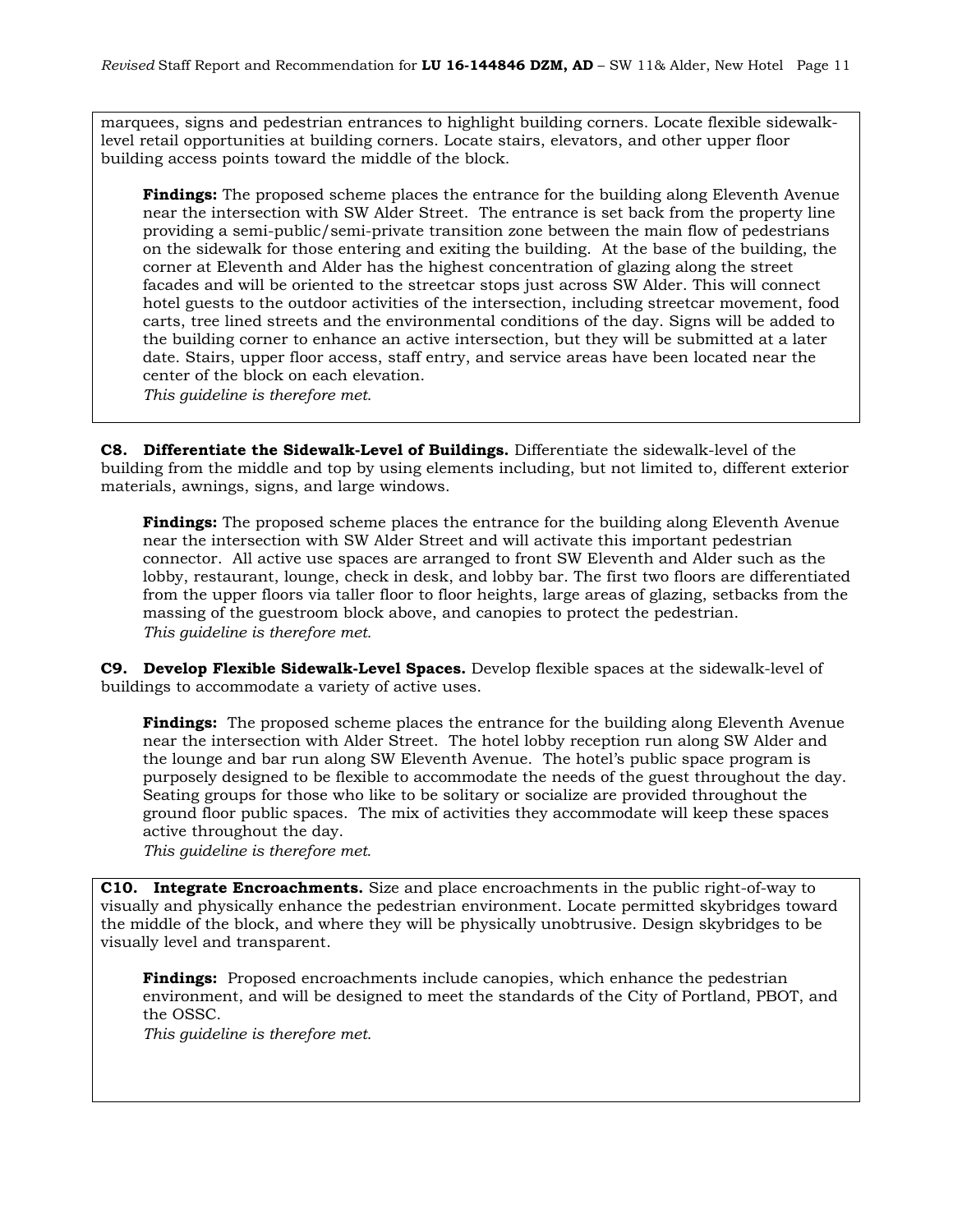marquees, signs and pedestrian entrances to highlight building corners. Locate flexible sidewalk-level retail opportunities at building corners. Locate stairs, elevators, and other upper floor building access points toward the middle of the block.

**Findings:** The proposed scheme places the entrance for the building along Eleventh Avenue near the intersection with SW Alder Street. The entrance is set back from the property line providing a semi-public/semi-private transition zone between the main flow of pedestrians on the sidewalk for those entering and exiting the building. At the base of the building, the corner at Eleventh and Alder has the highest concentration of glazing along the street facades and will be oriented to the streetcar stops just across SW Alder. This will connect hotel guests to the outdoor activities of the intersection, including streetcar movement, food carts, tree lined streets and the environmental conditions of the day. Signs will be added to the building corner to enhance an active intersection, but they will be submitted at a later date. Stairs, upper floor access, staff entry, and service areas have been located near the center of the block on each elevation.
*This guideline is therefore met.*

**C8. Differentiate the Sidewalk-Level of Buildings.** Differentiate the sidewalk-level of the building from the middle and top by using elements including, but not limited to, different exterior materials, awnings, signs, and large windows.

**Findings:** The proposed scheme places the entrance for the building along Eleventh Avenue near the intersection with SW Alder Street and will activate this important pedestrian connector. All active use spaces are arranged to front SW Eleventh and Alder such as the lobby, restaurant, lounge, check in desk, and lobby bar. The first two floors are differentiated from the upper floors via taller floor to floor heights, large areas of glazing, setbacks from the massing of the guestroom block above, and canopies to protect the pedestrian.
*This guideline is therefore met.*

**C9. Develop Flexible Sidewalk-Level Spaces.** Develop flexible spaces at the sidewalk-level of buildings to accommodate a variety of active uses.

**Findings:** The proposed scheme places the entrance for the building along Eleventh Avenue near the intersection with Alder Street. The hotel lobby reception run along SW Alder and the lounge and bar run along SW Eleventh Avenue. The hotel's public space program is purposely designed to be flexible to accommodate the needs of the guest throughout the day. Seating groups for those who like to be solitary or socialize are provided throughout the ground floor public spaces. The mix of activities they accommodate will keep these spaces active throughout the day.
*This guideline is therefore met.*

**C10. Integrate Encroachments.** Size and place encroachments in the public right-of-way to visually and physically enhance the pedestrian environment. Locate permitted skybridges toward the middle of the block, and where they will be physically unobtrusive. Design skybridges to be visually level and transparent.

**Findings:** Proposed encroachments include canopies, which enhance the pedestrian environment, and will be designed to meet the standards of the City of Portland, PBOT, and the OSSC.
*This guideline is therefore met.*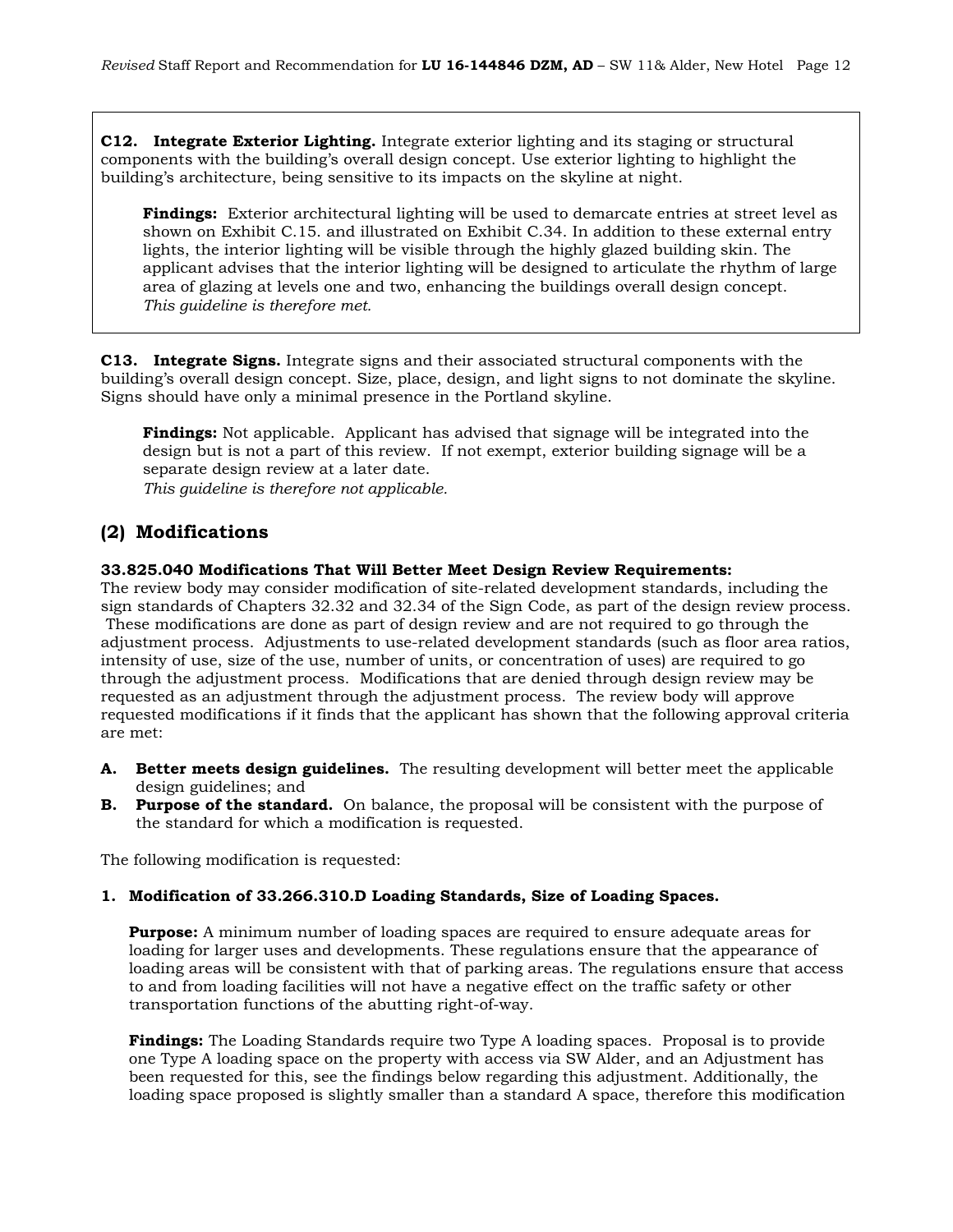**C12. Integrate Exterior Lighting.** Integrate exterior lighting and its staging or structural components with the building's overall design concept. Use exterior lighting to highlight the building's architecture, being sensitive to its impacts on the skyline at night.

> **Findings:** Exterior architectural lighting will be used to demarcate entries at street level as shown on Exhibit C.15. and illustrated on Exhibit C.34. In addition to these external entry lights, the interior lighting will be visible through the highly glazed building skin. The applicant advises that the interior lighting will be designed to articulate the rhythm of large area of glazing at levels one and two, enhancing the buildings overall design concept.
> *This guideline is therefore met.*

**C13. Integrate Signs.** Integrate signs and their associated structural components with the building's overall design concept. Size, place, design, and light signs to not dominate the skyline. Signs should have only a minimal presence in the Portland skyline.

> **Findings:** Not applicable. Applicant has advised that signage will be integrated into the design but is not a part of this review. If not exempt, exterior building signage will be a separate design review at a later date.
> *This guideline is therefore not applicable.*

## (2) Modifications

**33.825.040 Modifications That Will Better Meet Design Review Requirements:**
The review body may consider modification of site-related development standards, including the sign standards of Chapters 32.32 and 32.34 of the Sign Code, as part of the design review process. These modifications are done as part of design review and are not required to go through the adjustment process. Adjustments to use-related development standards (such as floor area ratios, intensity of use, size of the use, number of units, or concentration of uses) are required to go through the adjustment process. Modifications that are denied through design review may be requested as an adjustment through the adjustment process. The review body will approve requested modifications if it finds that the applicant has shown that the following approval criteria are met:

- **A. Better meets design guidelines.** The resulting development will better meet the applicable design guidelines; and
- **B. Purpose of the standard.** On balance, the proposal will be consistent with the purpose of the standard for which a modification is requested.

The following modification is requested:

**1. Modification of 33.266.310.D Loading Standards, Size of Loading Spaces.**

> **Purpose:** A minimum number of loading spaces are required to ensure adequate areas for loading for larger uses and developments. These regulations ensure that the appearance of loading areas will be consistent with that of parking areas. The regulations ensure that access to and from loading facilities will not have a negative effect on the traffic safety or other transportation functions of the abutting right-of-way.
>
> **Findings:** The Loading Standards require two Type A loading spaces. Proposal is to provide one Type A loading space on the property with access via SW Alder, and an Adjustment has been requested for this, see the findings below regarding this adjustment. Additionally, the loading space proposed is slightly smaller than a standard A space, therefore this modification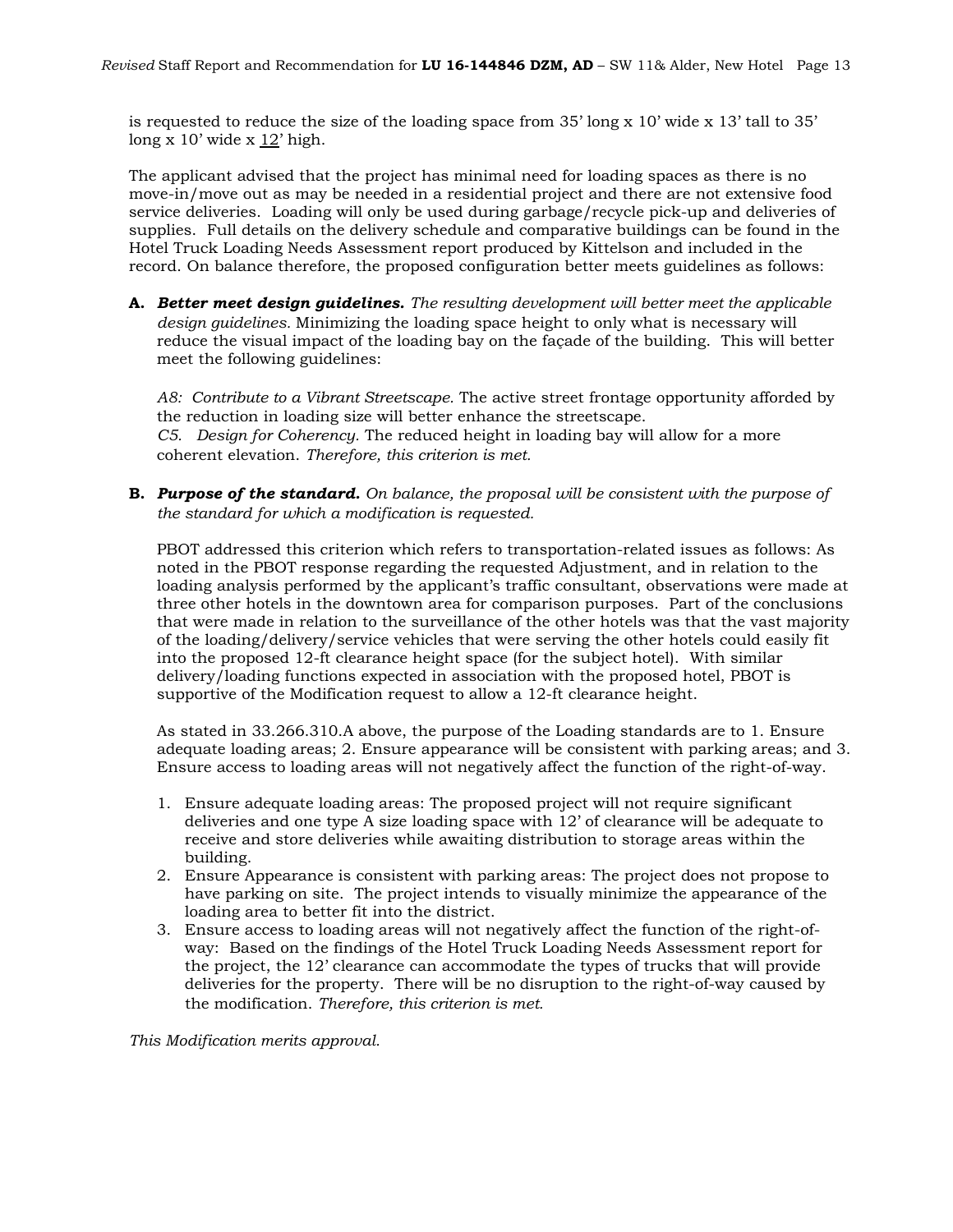is requested to reduce the size of the loading space from 35' long x 10' wide x 13' tall to 35' long x 10' wide x <u>12</u>' high.

The applicant advised that the project has minimal need for loading spaces as there is no move-in/move out as may be needed in a residential project and there are not extensive food service deliveries. Loading will only be used during garbage/recycle pick-up and deliveries of supplies. Full details on the delivery schedule and comparative buildings can be found in the Hotel Truck Loading Needs Assessment report produced by Kittelson and included in the record. On balance therefore, the proposed configuration better meets guidelines as follows:

**A.** ***Better meet design guidelines.*** *The resulting development will better meet the applicable design guidelines.* Minimizing the loading space height to only what is necessary will reduce the visual impact of the loading bay on the façade of the building. This will better meet the following guidelines:

*A8: Contribute to a Vibrant Streetscape.* The active street frontage opportunity afforded by the reduction in loading size will better enhance the streetscape.
*C5. Design for Coherency.* The reduced height in loading bay will allow for a more coherent elevation. *Therefore, this criterion is met.*

**B.** ***Purpose of the standard.*** *On balance, the proposal will be consistent with the purpose of the standard for which a modification is requested.*

PBOT addressed this criterion which refers to transportation-related issues as follows: As noted in the PBOT response regarding the requested Adjustment, and in relation to the loading analysis performed by the applicant's traffic consultant, observations were made at three other hotels in the downtown area for comparison purposes. Part of the conclusions that were made in relation to the surveillance of the other hotels was that the vast majority of the loading/delivery/service vehicles that were serving the other hotels could easily fit into the proposed 12-ft clearance height space (for the subject hotel). With similar delivery/loading functions expected in association with the proposed hotel, PBOT is supportive of the Modification request to allow a 12-ft clearance height.

As stated in 33.266.310.A above, the purpose of the Loading standards are to 1. Ensure adequate loading areas; 2. Ensure appearance will be consistent with parking areas; and 3. Ensure access to loading areas will not negatively affect the function of the right-of-way.

1. Ensure adequate loading areas: The proposed project will not require significant deliveries and one type A size loading space with 12' of clearance will be adequate to receive and store deliveries while awaiting distribution to storage areas within the building.
2. Ensure Appearance is consistent with parking areas: The project does not propose to have parking on site. The project intends to visually minimize the appearance of the loading area to better fit into the district.
3. Ensure access to loading areas will not negatively affect the function of the right-of-way: Based on the findings of the Hotel Truck Loading Needs Assessment report for the project, the 12' clearance can accommodate the types of trucks that will provide deliveries for the property. There will be no disruption to the right-of-way caused by the modification. *Therefore, this criterion is met.*

*This Modification merits approval.*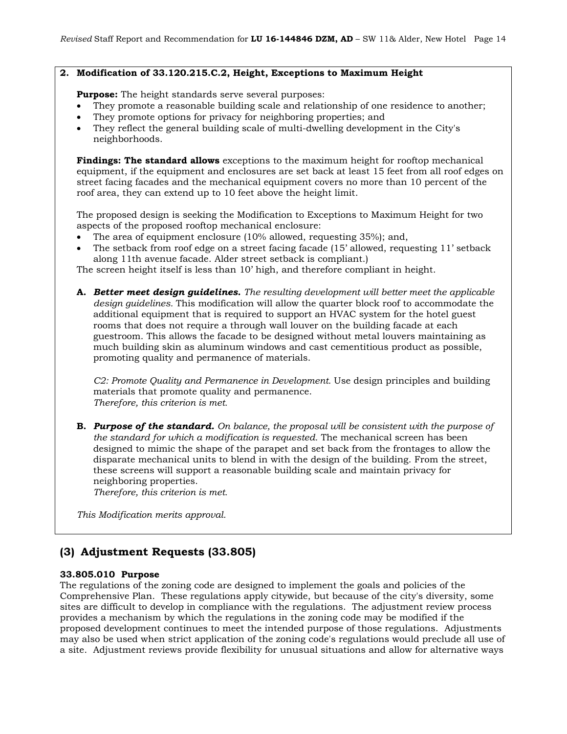**2. Modification of 33.120.215.C.2, Height, Exceptions to Maximum Height**

**Purpose:** The height standards serve several purposes:

- They promote a reasonable building scale and relationship of one residence to another;
- They promote options for privacy for neighboring properties; and
- They reflect the general building scale of multi-dwelling development in the City's neighborhoods.

**Findings: The standard allows** exceptions to the maximum height for rooftop mechanical equipment, if the equipment and enclosures are set back at least 15 feet from all roof edges on street facing facades and the mechanical equipment covers no more than 10 percent of the roof area, they can extend up to 10 feet above the height limit.

The proposed design is seeking the Modification to Exceptions to Maximum Height for two aspects of the proposed rooftop mechanical enclosure:

- The area of equipment enclosure (10% allowed, requesting 35%); and,
- The setback from roof edge on a street facing facade (15' allowed, requesting 11' setback along 11th avenue facade. Alder street setback is compliant.)

The screen height itself is less than 10' high, and therefore compliant in height.

**A.** ***Better meet design guidelines.*** *The resulting development will better meet the applicable design guidelines.* This modification will allow the quarter block roof to accommodate the additional equipment that is required to support an HVAC system for the hotel guest rooms that does not require a through wall louver on the building facade at each guestroom. This allows the facade to be designed without metal louvers maintaining as much building skin as aluminum windows and cast cementitious product as possible, promoting quality and permanence of materials.

*C2: Promote Quality and Permanence in Development.* Use design principles and building materials that promote quality and permanence.
*Therefore, this criterion is met.*

**B.** ***Purpose of the standard.*** *On balance, the proposal will be consistent with the purpose of the standard for which a modification is requested.* The mechanical screen has been designed to mimic the shape of the parapet and set back from the frontages to allow the disparate mechanical units to blend in with the design of the building. From the street, these screens will support a reasonable building scale and maintain privacy for neighboring properties.
*Therefore, this criterion is met.*

*This Modification merits approval.*

## (3) Adjustment Requests (33.805)

**33.805.010 Purpose**

The regulations of the zoning code are designed to implement the goals and policies of the Comprehensive Plan. These regulations apply citywide, but because of the city's diversity, some sites are difficult to develop in compliance with the regulations. The adjustment review process provides a mechanism by which the regulations in the zoning code may be modified if the proposed development continues to meet the intended purpose of those regulations. Adjustments may also be used when strict application of the zoning code's regulations would preclude all use of a site. Adjustment reviews provide flexibility for unusual situations and allow for alternative ways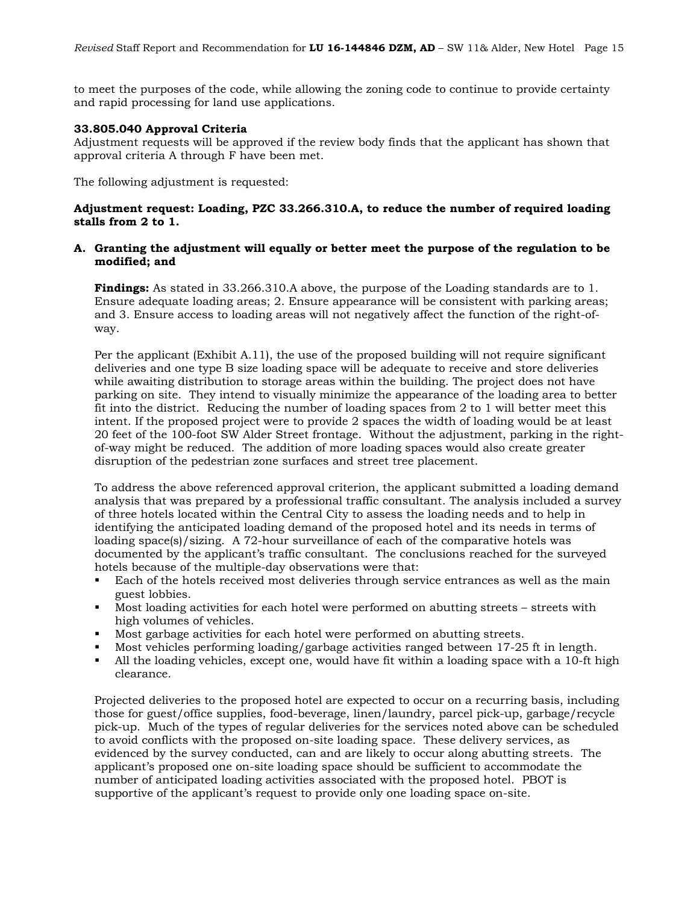to meet the purposes of the code, while allowing the zoning code to continue to provide certainty and rapid processing for land use applications.

**33.805.040 Approval Criteria**
Adjustment requests will be approved if the review body finds that the applicant has shown that approval criteria A through F have been met.

The following adjustment is requested:

**Adjustment request: Loading, PZC 33.266.310.A, to reduce the number of required loading stalls from 2 to 1.**

**A. Granting the adjustment will equally or better meet the purpose of the regulation to be modified; and**

**Findings:** As stated in 33.266.310.A above, the purpose of the Loading standards are to 1. Ensure adequate loading areas; 2. Ensure appearance will be consistent with parking areas; and 3. Ensure access to loading areas will not negatively affect the function of the right-of-way.

Per the applicant (Exhibit A.11), the use of the proposed building will not require significant deliveries and one type B size loading space will be adequate to receive and store deliveries while awaiting distribution to storage areas within the building. The project does not have parking on site. They intend to visually minimize the appearance of the loading area to better fit into the district. Reducing the number of loading spaces from 2 to 1 will better meet this intent. If the proposed project were to provide 2 spaces the width of loading would be at least 20 feet of the 100-foot SW Alder Street frontage. Without the adjustment, parking in the right-of-way might be reduced. The addition of more loading spaces would also create greater disruption of the pedestrian zone surfaces and street tree placement.

To address the above referenced approval criterion, the applicant submitted a loading demand analysis that was prepared by a professional traffic consultant. The analysis included a survey of three hotels located within the Central City to assess the loading needs and to help in identifying the anticipated loading demand of the proposed hotel and its needs in terms of loading space(s)/sizing. A 72-hour surveillance of each of the comparative hotels was documented by the applicant's traffic consultant. The conclusions reached for the surveyed hotels because of the multiple-day observations were that:

- Each of the hotels received most deliveries through service entrances as well as the main guest lobbies.
- Most loading activities for each hotel were performed on abutting streets – streets with high volumes of vehicles.
- Most garbage activities for each hotel were performed on abutting streets.
- Most vehicles performing loading/garbage activities ranged between 17-25 ft in length.
- All the loading vehicles, except one, would have fit within a loading space with a 10-ft high clearance.

Projected deliveries to the proposed hotel are expected to occur on a recurring basis, including those for guest/office supplies, food-beverage, linen/laundry, parcel pick-up, garbage/recycle pick-up. Much of the types of regular deliveries for the services noted above can be scheduled to avoid conflicts with the proposed on-site loading space. These delivery services, as evidenced by the survey conducted, can and are likely to occur along abutting streets. The applicant's proposed one on-site loading space should be sufficient to accommodate the number of anticipated loading activities associated with the proposed hotel. PBOT is supportive of the applicant's request to provide only one loading space on-site.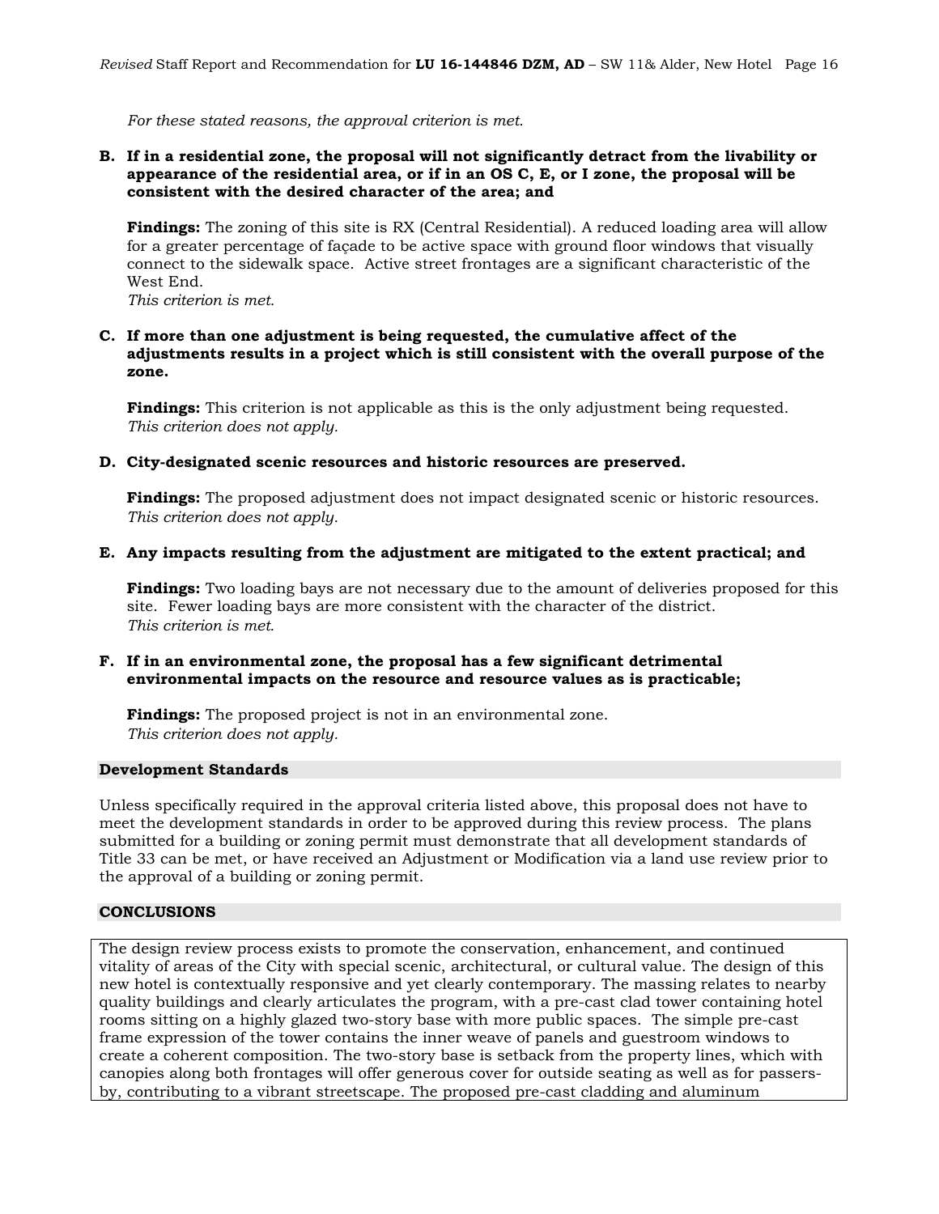*For these stated reasons, the approval criterion is met.*

**B. If in a residential zone, the proposal will not significantly detract from the livability or appearance of the residential area, or if in an OS C, E, or I zone, the proposal will be consistent with the desired character of the area; and**

**Findings:** The zoning of this site is RX (Central Residential). A reduced loading area will allow for a greater percentage of façade to be active space with ground floor windows that visually connect to the sidewalk space. Active street frontages are a significant characteristic of the West End.
*This criterion is met.*

**C. If more than one adjustment is being requested, the cumulative affect of the adjustments results in a project which is still consistent with the overall purpose of the zone.**

**Findings:** This criterion is not applicable as this is the only adjustment being requested.
*This criterion does not apply.*

**D. City-designated scenic resources and historic resources are preserved.**

**Findings:** The proposed adjustment does not impact designated scenic or historic resources.
*This criterion does not apply.*

**E. Any impacts resulting from the adjustment are mitigated to the extent practical; and**

**Findings:** Two loading bays are not necessary due to the amount of deliveries proposed for this site. Fewer loading bays are more consistent with the character of the district.
*This criterion is met.*

**F. If in an environmental zone, the proposal has a few significant detrimental environmental impacts on the resource and resource values as is practicable;**

**Findings:** The proposed project is not in an environmental zone.
*This criterion does not apply.*

## Development Standards

Unless specifically required in the approval criteria listed above, this proposal does not have to meet the development standards in order to be approved during this review process. The plans submitted for a building or zoning permit must demonstrate that all development standards of Title 33 can be met, or have received an Adjustment or Modification via a land use review prior to the approval of a building or zoning permit.

## CONCLUSIONS

The design review process exists to promote the conservation, enhancement, and continued vitality of areas of the City with special scenic, architectural, or cultural value. The design of this new hotel is contextually responsive and yet clearly contemporary. The massing relates to nearby quality buildings and clearly articulates the program, with a pre-cast clad tower containing hotel rooms sitting on a highly glazed two-story base with more public spaces. The simple pre-cast frame expression of the tower contains the inner weave of panels and guestroom windows to create a coherent composition. The two-story base is setback from the property lines, which with canopies along both frontages will offer generous cover for outside seating as well as for passers-by, contributing to a vibrant streetscape. The proposed pre-cast cladding and aluminum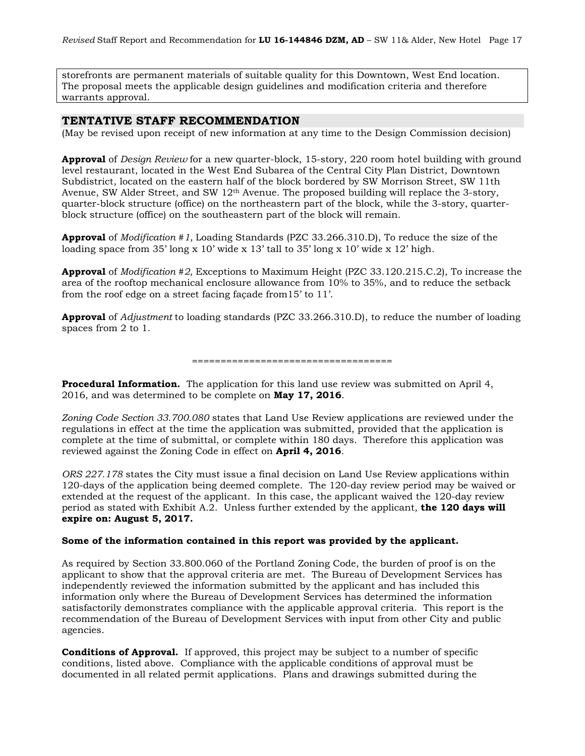storefronts are permanent materials of suitable quality for this Downtown, West End location. The proposal meets the applicable design guidelines and modification criteria and therefore warrants approval.

## TENTATIVE STAFF RECOMMENDATION

(May be revised upon receipt of new information at any time to the Design Commission decision)

**Approval** of *Design Review* for a new quarter-block, 15-story, 220 room hotel building with ground level restaurant, located in the West End Subarea of the Central City Plan District, Downtown Subdistrict, located on the eastern half of the block bordered by SW Morrison Street, SW 11th Avenue, SW Alder Street, and SW 12th Avenue. The proposed building will replace the 3-story, quarter-block structure (office) on the northeastern part of the block, while the 3-story, quarter-block structure (office) on the southeastern part of the block will remain.

**Approval** of *Modification #1,* Loading Standards (PZC 33.266.310.D), To reduce the size of the loading space from 35' long x 10' wide x 13' tall to 35' long x 10' wide x 12' high.

**Approval** of *Modification #2,* Exceptions to Maximum Height (PZC 33.120.215.C.2), To increase the area of the rooftop mechanical enclosure allowance from 10% to 35%, and to reduce the setback from the roof edge on a street facing façade from15' to 11'.

**Approval** of *Adjustment* to loading standards (PZC 33.266.310.D), to reduce the number of loading spaces from 2 to 1.

==================================

**Procedural Information.** The application for this land use review was submitted on April 4, 2016, and was determined to be complete on **May 17, 2016**.

*Zoning Code Section 33.700.080* states that Land Use Review applications are reviewed under the regulations in effect at the time the application was submitted, provided that the application is complete at the time of submittal, or complete within 180 days. Therefore this application was reviewed against the Zoning Code in effect on **April 4, 2016**.

*ORS 227.178* states the City must issue a final decision on Land Use Review applications within 120-days of the application being deemed complete. The 120-day review period may be waived or extended at the request of the applicant. In this case, the applicant waived the 120-day review period as stated with Exhibit A.2. Unless further extended by the applicant, **the 120 days will expire on: August 5, 2017.**

**Some of the information contained in this report was provided by the applicant.**

As required by Section 33.800.060 of the Portland Zoning Code, the burden of proof is on the applicant to show that the approval criteria are met. The Bureau of Development Services has independently reviewed the information submitted by the applicant and has included this information only where the Bureau of Development Services has determined the information satisfactorily demonstrates compliance with the applicable approval criteria. This report is the recommendation of the Bureau of Development Services with input from other City and public agencies.

**Conditions of Approval.** If approved, this project may be subject to a number of specific conditions, listed above. Compliance with the applicable conditions of approval must be documented in all related permit applications. Plans and drawings submitted during the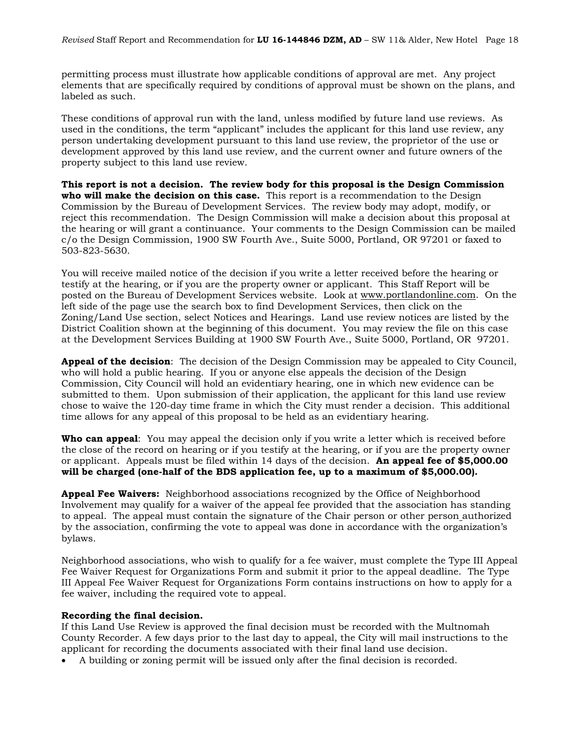permitting process must illustrate how applicable conditions of approval are met. Any project elements that are specifically required by conditions of approval must be shown on the plans, and labeled as such.

These conditions of approval run with the land, unless modified by future land use reviews. As used in the conditions, the term "applicant" includes the applicant for this land use review, any person undertaking development pursuant to this land use review, the proprietor of the use or development approved by this land use review, and the current owner and future owners of the property subject to this land use review.

**This report is not a decision. The review body for this proposal is the Design Commission who will make the decision on this case.** This report is a recommendation to the Design Commission by the Bureau of Development Services. The review body may adopt, modify, or reject this recommendation. The Design Commission will make a decision about this proposal at the hearing or will grant a continuance. Your comments to the Design Commission can be mailed c/o the Design Commission, 1900 SW Fourth Ave., Suite 5000, Portland, OR 97201 or faxed to 503-823-5630.

You will receive mailed notice of the decision if you write a letter received before the hearing or testify at the hearing, or if you are the property owner or applicant. This Staff Report will be posted on the Bureau of Development Services website. Look at www.portlandonline.com. On the left side of the page use the search box to find Development Services, then click on the Zoning/Land Use section, select Notices and Hearings. Land use review notices are listed by the District Coalition shown at the beginning of this document. You may review the file on this case at the Development Services Building at 1900 SW Fourth Ave., Suite 5000, Portland, OR 97201.

**Appeal of the decision**: The decision of the Design Commission may be appealed to City Council, who will hold a public hearing. If you or anyone else appeals the decision of the Design Commission, City Council will hold an evidentiary hearing, one in which new evidence can be submitted to them. Upon submission of their application, the applicant for this land use review chose to waive the 120-day time frame in which the City must render a decision. This additional time allows for any appeal of this proposal to be held as an evidentiary hearing.

**Who can appeal**: You may appeal the decision only if you write a letter which is received before the close of the record on hearing or if you testify at the hearing, or if you are the property owner or applicant. Appeals must be filed within 14 days of the decision. **An appeal fee of $5,000.00 will be charged (one-half of the BDS application fee, up to a maximum of $5,000.00).**

**Appeal Fee Waivers:** Neighborhood associations recognized by the Office of Neighborhood Involvement may qualify for a waiver of the appeal fee provided that the association has standing to appeal. The appeal must contain the signature of the Chair person or other person authorized by the association, confirming the vote to appeal was done in accordance with the organization's bylaws.

Neighborhood associations, who wish to qualify for a fee waiver, must complete the Type III Appeal Fee Waiver Request for Organizations Form and submit it prior to the appeal deadline. The Type III Appeal Fee Waiver Request for Organizations Form contains instructions on how to apply for a fee waiver, including the required vote to appeal.

**Recording the final decision.**
If this Land Use Review is approved the final decision must be recorded with the Multnomah County Recorder. A few days prior to the last day to appeal, the City will mail instructions to the applicant for recording the documents associated with their final land use decision.

- A building or zoning permit will be issued only after the final decision is recorded.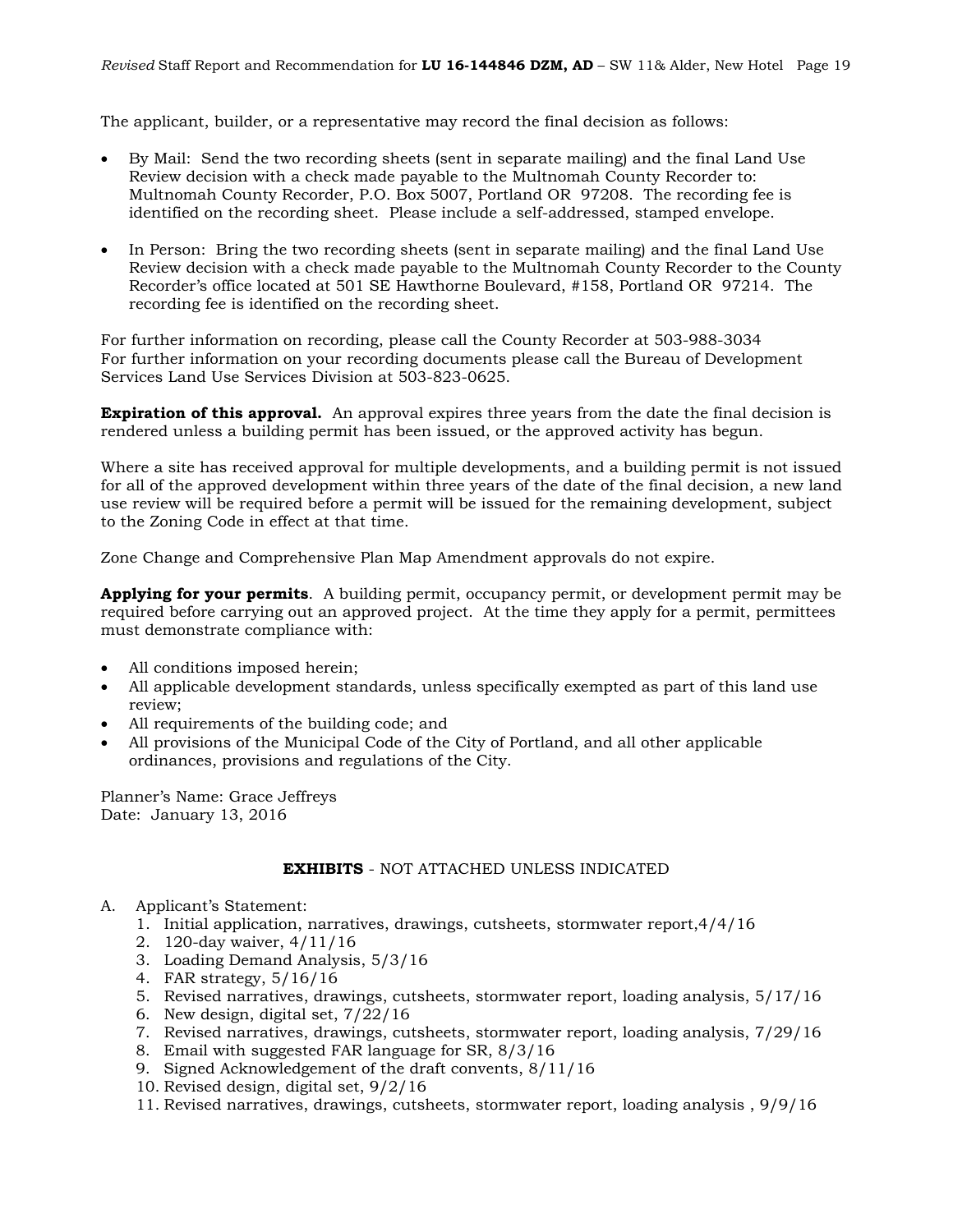The applicant, builder, or a representative may record the final decision as follows:

- By Mail: Send the two recording sheets (sent in separate mailing) and the final Land Use Review decision with a check made payable to the Multnomah County Recorder to: Multnomah County Recorder, P.O. Box 5007, Portland OR 97208. The recording fee is identified on the recording sheet. Please include a self-addressed, stamped envelope.

- In Person: Bring the two recording sheets (sent in separate mailing) and the final Land Use Review decision with a check made payable to the Multnomah County Recorder to the County Recorder's office located at 501 SE Hawthorne Boulevard, #158, Portland OR 97214. The recording fee is identified on the recording sheet.

For further information on recording, please call the County Recorder at 503-988-3034
For further information on your recording documents please call the Bureau of Development Services Land Use Services Division at 503-823-0625.

**Expiration of this approval.** An approval expires three years from the date the final decision is rendered unless a building permit has been issued, or the approved activity has begun.

Where a site has received approval for multiple developments, and a building permit is not issued for all of the approved development within three years of the date of the final decision, a new land use review will be required before a permit will be issued for the remaining development, subject to the Zoning Code in effect at that time.

Zone Change and Comprehensive Plan Map Amendment approvals do not expire.

**Applying for your permits**. A building permit, occupancy permit, or development permit may be required before carrying out an approved project. At the time they apply for a permit, permittees must demonstrate compliance with:

- All conditions imposed herein;
- All applicable development standards, unless specifically exempted as part of this land use review;
- All requirements of the building code; and
- All provisions of the Municipal Code of the City of Portland, and all other applicable ordinances, provisions and regulations of the City.

Planner's Name: Grace Jeffreys
Date: January 13, 2016

**EXHIBITS** - NOT ATTACHED UNLESS INDICATED

A. Applicant's Statement:
   1. Initial application, narratives, drawings, cutsheets, stormwater report,4/4/16
   2. 120-day waiver, 4/11/16
   3. Loading Demand Analysis, 5/3/16
   4. FAR strategy, 5/16/16
   5. Revised narratives, drawings, cutsheets, stormwater report, loading analysis, 5/17/16
   6. New design, digital set, 7/22/16
   7. Revised narratives, drawings, cutsheets, stormwater report, loading analysis, 7/29/16
   8. Email with suggested FAR language for SR, 8/3/16
   9. Signed Acknowledgement of the draft convents, 8/11/16
   10. Revised design, digital set, 9/2/16
   11. Revised narratives, drawings, cutsheets, stormwater report, loading analysis , 9/9/16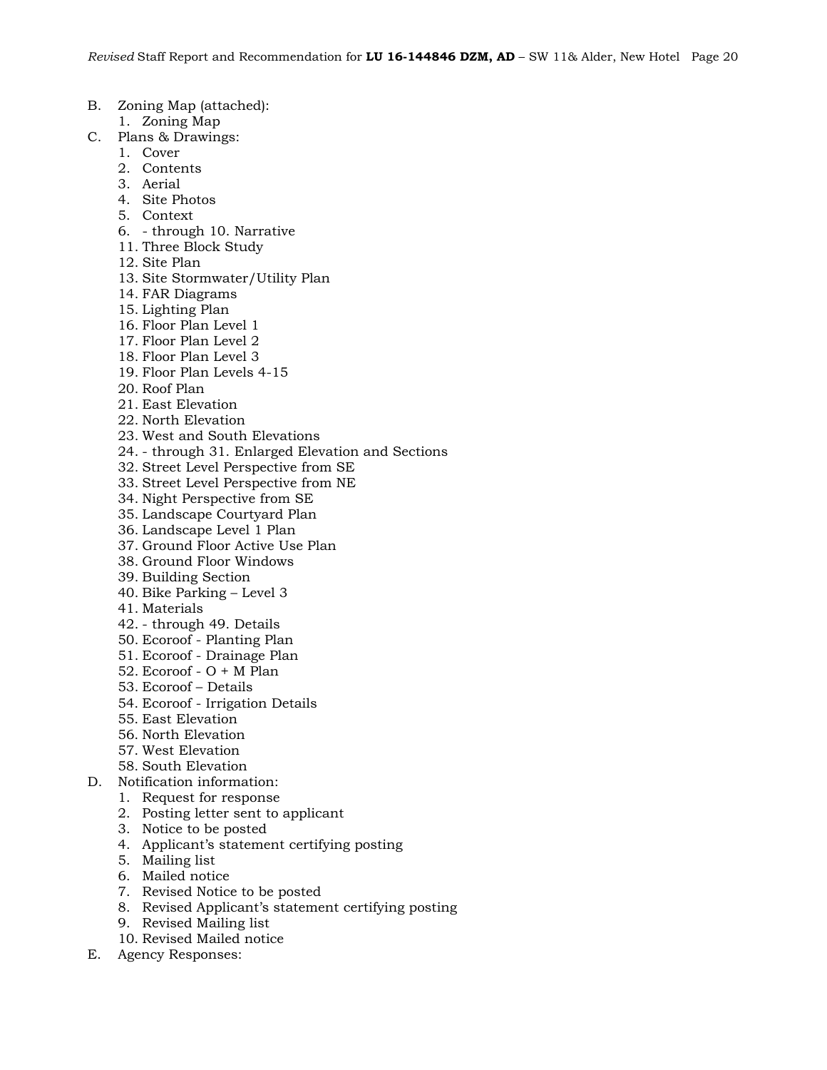B. Zoning Map (attached):
   1. Zoning Map
C. Plans & Drawings:
   1. Cover
   2. Contents
   3. Aerial
   4. Site Photos
   5. Context
   6. - through 10. Narrative
   11. Three Block Study
   12. Site Plan
   13. Site Stormwater/Utility Plan
   14. FAR Diagrams
   15. Lighting Plan
   16. Floor Plan Level 1
   17. Floor Plan Level 2
   18. Floor Plan Level 3
   19. Floor Plan Levels 4-15
   20. Roof Plan
   21. East Elevation
   22. North Elevation
   23. West and South Elevations
   24. - through 31. Enlarged Elevation and Sections
   32. Street Level Perspective from SE
   33. Street Level Perspective from NE
   34. Night Perspective from SE
   35. Landscape Courtyard Plan
   36. Landscape Level 1 Plan
   37. Ground Floor Active Use Plan
   38. Ground Floor Windows
   39. Building Section
   40. Bike Parking – Level 3
   41. Materials
   42. - through 49. Details
   50. Ecoroof - Planting Plan
   51. Ecoroof - Drainage Plan
   52. Ecoroof - O + M Plan
   53. Ecoroof – Details
   54. Ecoroof - Irrigation Details
   55. East Elevation
   56. North Elevation
   57. West Elevation
   58. South Elevation
D. Notification information:
   1. Request for response
   2. Posting letter sent to applicant
   3. Notice to be posted
   4. Applicant's statement certifying posting
   5. Mailing list
   6. Mailed notice
   7. Revised Notice to be posted
   8. Revised Applicant's statement certifying posting
   9. Revised Mailing list
   10. Revised Mailed notice
E. Agency Responses: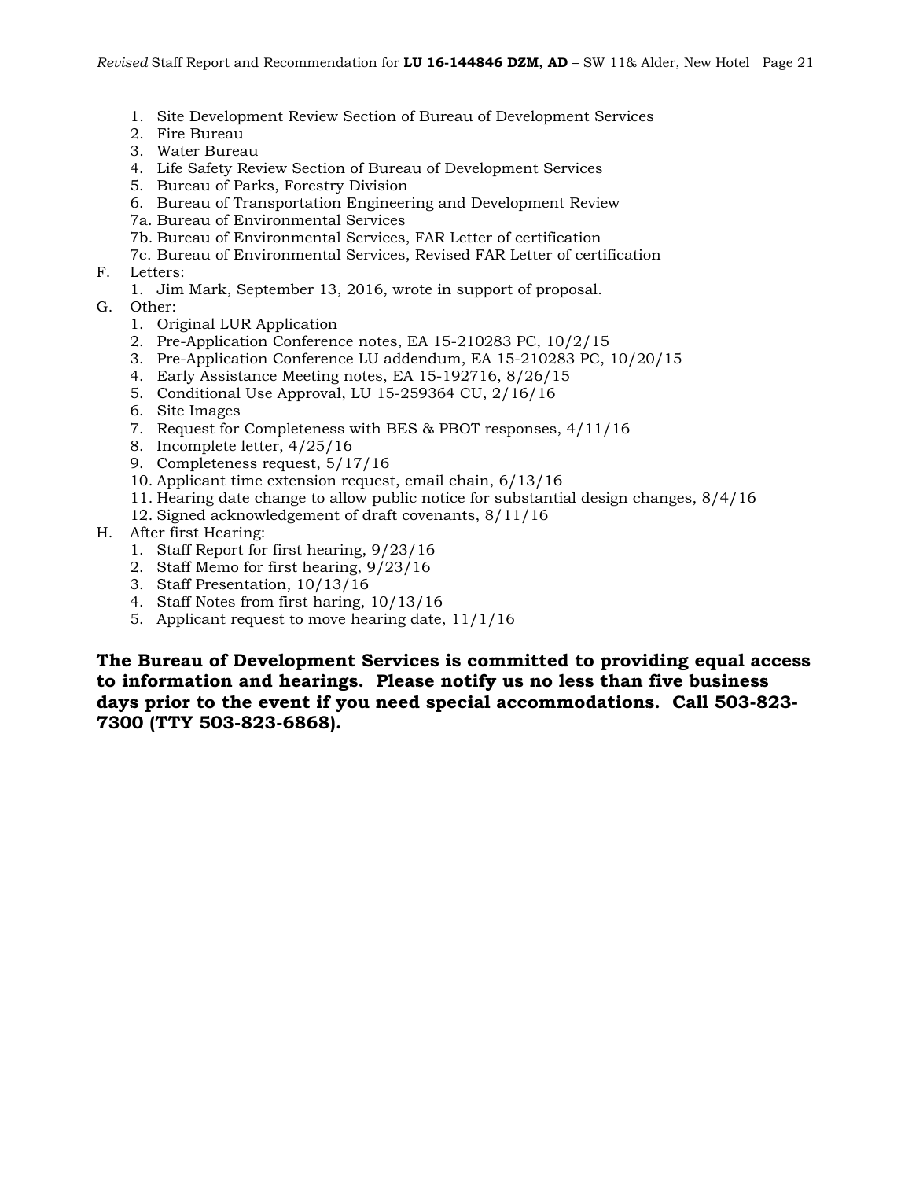1. Site Development Review Section of Bureau of Development Services
2. Fire Bureau
3. Water Bureau
4. Life Safety Review Section of Bureau of Development Services
5. Bureau of Parks, Forestry Division
6. Bureau of Transportation Engineering and Development Review

7a. Bureau of Environmental Services
7b. Bureau of Environmental Services, FAR Letter of certification
7c. Bureau of Environmental Services, Revised FAR Letter of certification

F. Letters:
   1. Jim Mark, September 13, 2016, wrote in support of proposal.

G. Other:
   1. Original LUR Application
   2. Pre-Application Conference notes, EA 15-210283 PC, 10/2/15
   3. Pre-Application Conference LU addendum, EA 15-210283 PC, 10/20/15
   4. Early Assistance Meeting notes, EA 15-192716, 8/26/15
   5. Conditional Use Approval, LU 15-259364 CU, 2/16/16
   6. Site Images
   7. Request for Completeness with BES & PBOT responses, 4/11/16
   8. Incomplete letter, 4/25/16
   9. Completeness request, 5/17/16
   10. Applicant time extension request, email chain, 6/13/16
   11. Hearing date change to allow public notice for substantial design changes, 8/4/16
   12. Signed acknowledgement of draft covenants, 8/11/16

H. After first Hearing:
   1. Staff Report for first hearing, 9/23/16
   2. Staff Memo for first hearing, 9/23/16
   3. Staff Presentation, 10/13/16
   4. Staff Notes from first haring, 10/13/16
   5. Applicant request to move hearing date, 11/1/16

**The Bureau of Development Services is committed to providing equal access to information and hearings. Please notify us no less than five business days prior to the event if you need special accommodations. Call 503-823-7300 (TTY 503-823-6868).**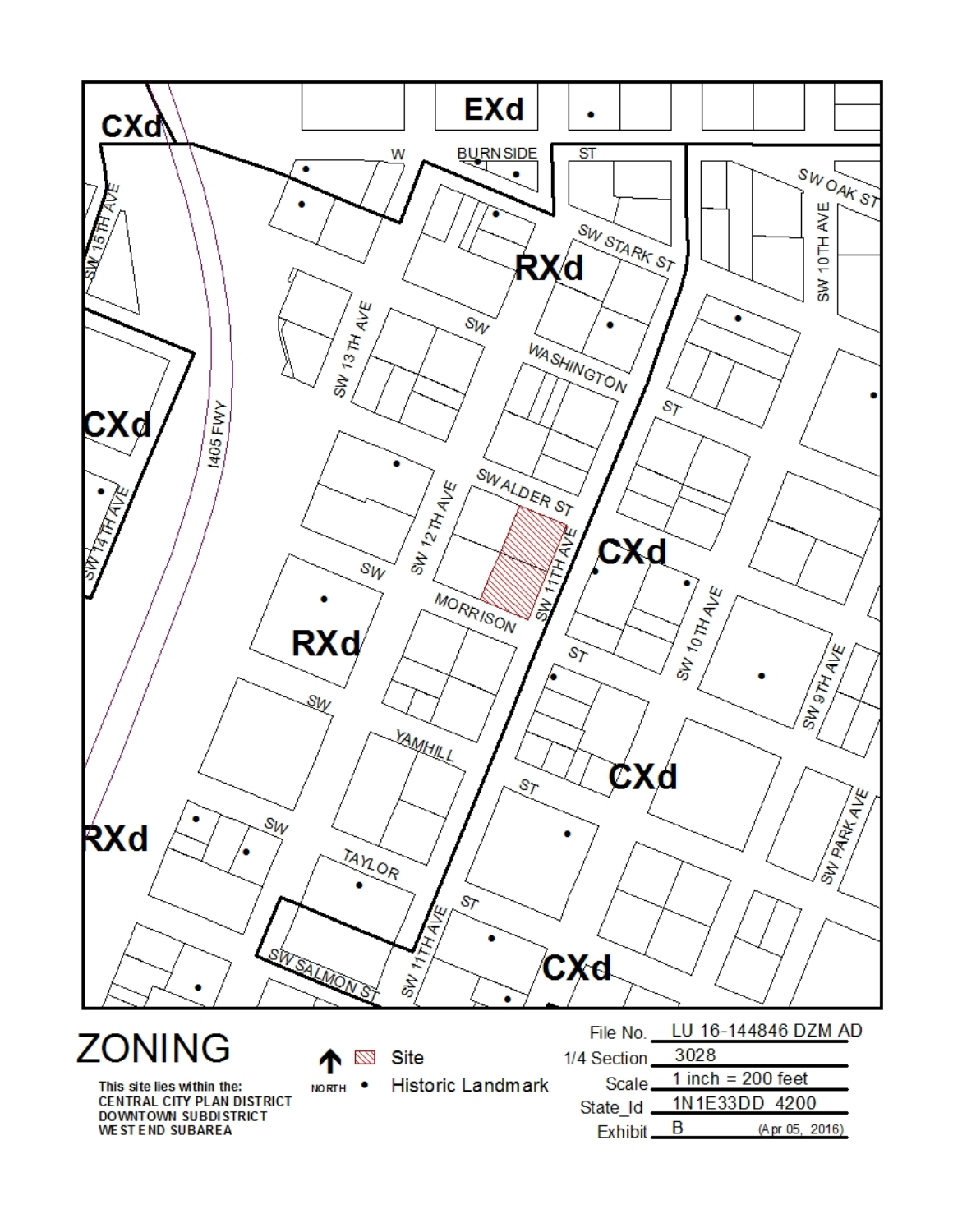EXd

CXd

CXd

RXd

CXd

RXd

CXd

CXd

RXd

W BURNSIDE ST

SW OAK ST

SW STARK ST

SW WASHINGTON ST

SW ALDER ST

SW MORRISON ST

SW YAMHILL ST

SW TAYLOR ST

SW SALMON ST

SW 15TH AVE

SW 14TH AVE

SW 13TH AVE

SW 12TH AVE

SW 11TH AVE

SW 10TH AVE

SW 9TH AVE

SW PARK AVE

I405 FWY

# ZONING

This site lies within the:
CENTRAL CITY PLAN DISTRICT
DOWNTOWN SUBDISTRICT
WEST END SUBAREA

NORTH

Site

• Historic Landmark

File No. LU 16-144846 DZM AD

1/4 Section 3028

Scale 1 inch = 200 feet

State_Id 1N1E33DD 4200

Exhibit B (Apr 05, 2016)